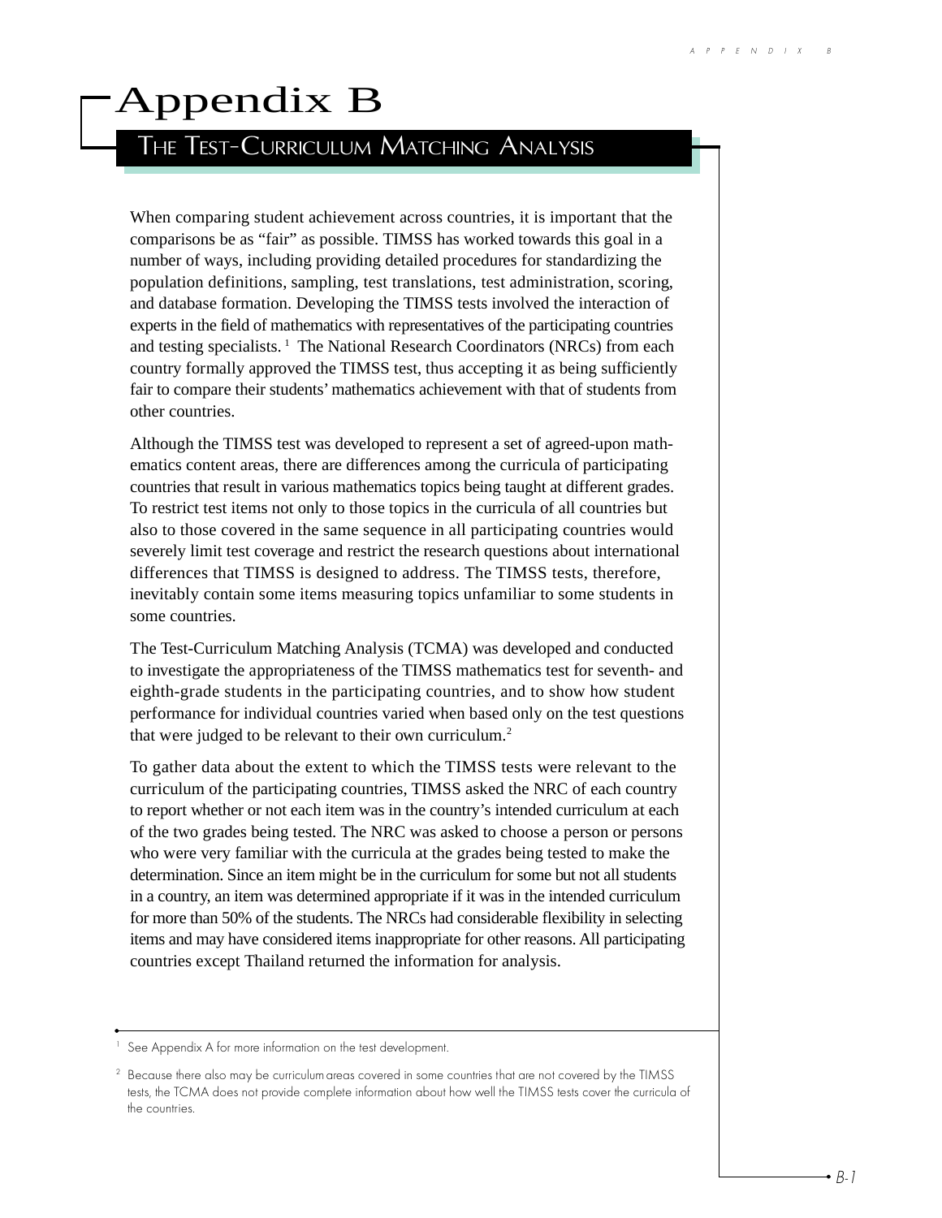# Appendix B

## The Test-Curriculum Matching Analysis

When comparing student achievement across countries, it is important that the comparisons be as "fair" as possible. TIMSS has worked towards this goal in a number of ways, including providing detailed procedures for standardizing the population definitions, sampling, test translations, test administration, scoring, and database formation. Developing the TIMSS tests involved the interaction of experts in the field of mathematics with representatives of the participating countries and testing specialists.[1] The National Research Coordinators (NRCs) from each country formally approved the TIMSS test, thus accepting it as being sufficiently fair to compare their students' mathematics achievement with that of students from other countries.

Although the TIMSS test was developed to represent a set of agreed-upon mathematics content areas, there are differences among the curricula of participating countries that result in various mathematics topics being taught at different grades. To restrict test items not only to those topics in the curricula of all countries but also to those covered in the same sequence in all participating countries would severely limit test coverage and restrict the research questions about international differences that TIMSS is designed to address. The TIMSS tests, therefore, inevitably contain some items measuring topics unfamiliar to some students in some countries.

The Test-Curriculum Matching Analysis (TCMA) was developed and conducted to investigate the appropriateness of the TIMSS mathematics test for seventh- and eighth-grade students in the participating countries, and to show how student performance for individual countries varied when based only on the test questions that were judged to be relevant to their own curriculum.[2]

To gather data about the extent to which the TIMSS tests were relevant to the curriculum of the participating countries, TIMSS asked the NRC of each country to report whether or not each item was in the country's intended curriculum at each of the two grades being tested. The NRC was asked to choose a person or persons who were very familiar with the curricula at the grades being tested to make the determination. Since an item might be in the curriculum for some but not all students in a country, an item was determined appropriate if it was in the intended curriculum for more than 50% of the students. The NRCs had considerable flexibility in selecting items and may have considered items inappropriate for other reasons. All participating countries except Thailand returned the information for analysis.

---

[1] See Appendix A for more information on the test development.

[2] Because there also may be curriculum areas covered in some countries that are not covered by the TIMSS tests, the TCMA does not provide complete information about how well the TIMSS tests cover the curricula of the countries.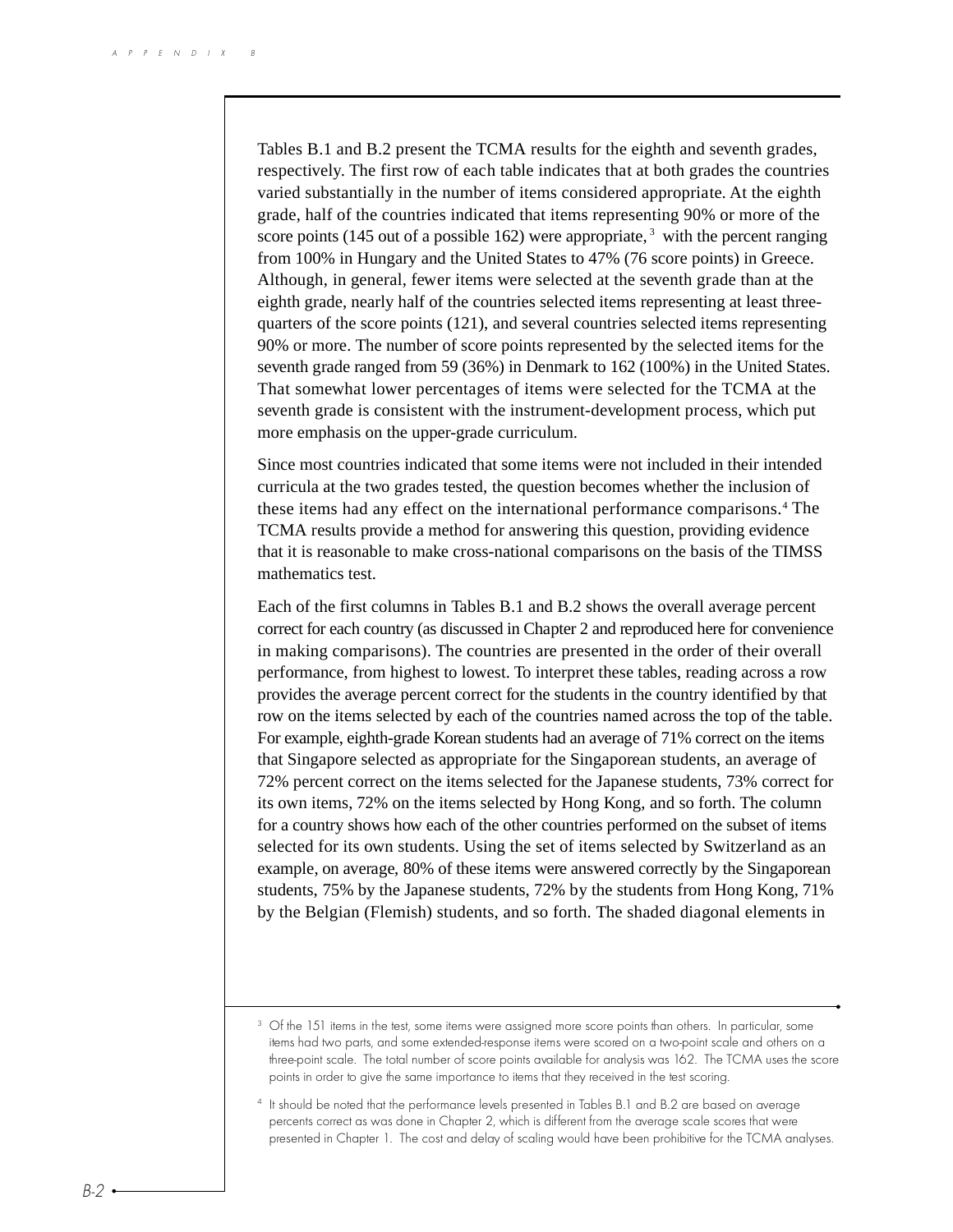Tables B.1 and B.2 present the TCMA results for the eighth and seventh grades, respectively. The first row of each table indicates that at both grades the countries varied substantially in the number of items considered appropriate. At the eighth grade, half of the countries indicated that items representing 90% or more of the score points (145 out of a possible 162) were appropriate,[3] with the percent ranging from 100% in Hungary and the United States to 47% (76 score points) in Greece. Although, in general, fewer items were selected at the seventh grade than at the eighth grade, nearly half of the countries selected items representing at least three-quarters of the score points (121), and several countries selected items representing 90% or more. The number of score points represented by the selected items for the seventh grade ranged from 59 (36%) in Denmark to 162 (100%) in the United States. That somewhat lower percentages of items were selected for the TCMA at the seventh grade is consistent with the instrument-development process, which put more emphasis on the upper-grade curriculum.

Since most countries indicated that some items were not included in their intended curricula at the two grades tested, the question becomes whether the inclusion of these items had any effect on the international performance comparisons.[4] The TCMA results provide a method for answering this question, providing evidence that it is reasonable to make cross-national comparisons on the basis of the TIMSS mathematics test.

Each of the first columns in Tables B.1 and B.2 shows the overall average percent correct for each country (as discussed in Chapter 2 and reproduced here for convenience in making comparisons). The countries are presented in the order of their overall performance, from highest to lowest. To interpret these tables, reading across a row provides the average percent correct for the students in the country identified by that row on the items selected by each of the countries named across the top of the table. For example, eighth-grade Korean students had an average of 71% correct on the items that Singapore selected as appropriate for the Singaporean students, an average of 72% percent correct on the items selected for the Japanese students, 73% correct for its own items, 72% on the items selected by Hong Kong, and so forth. The column for a country shows how each of the other countries performed on the subset of items selected for its own students. Using the set of items selected by Switzerland as an example, on average, 80% of these items were answered correctly by the Singaporean students, 75% by the Japanese students, 72% by the students from Hong Kong, 71% by the Belgian (Flemish) students, and so forth. The shaded diagonal elements in

---

[3] Of the 151 items in the test, some items were assigned more score points than others. In particular, some items had two parts, and some extended-response items were scored on a two-point scale and others on a three-point scale. The total number of score points available for analysis was 162. The TCMA uses the score points in order to give the same importance to items that they received in the test scoring.

[4] It should be noted that the performance levels presented in Tables B.1 and B.2 are based on average percents correct as was done in Chapter 2, which is different from the average scale scores that were presented in Chapter 1. The cost and delay of scaling would have been prohibitive for the TCMA analyses.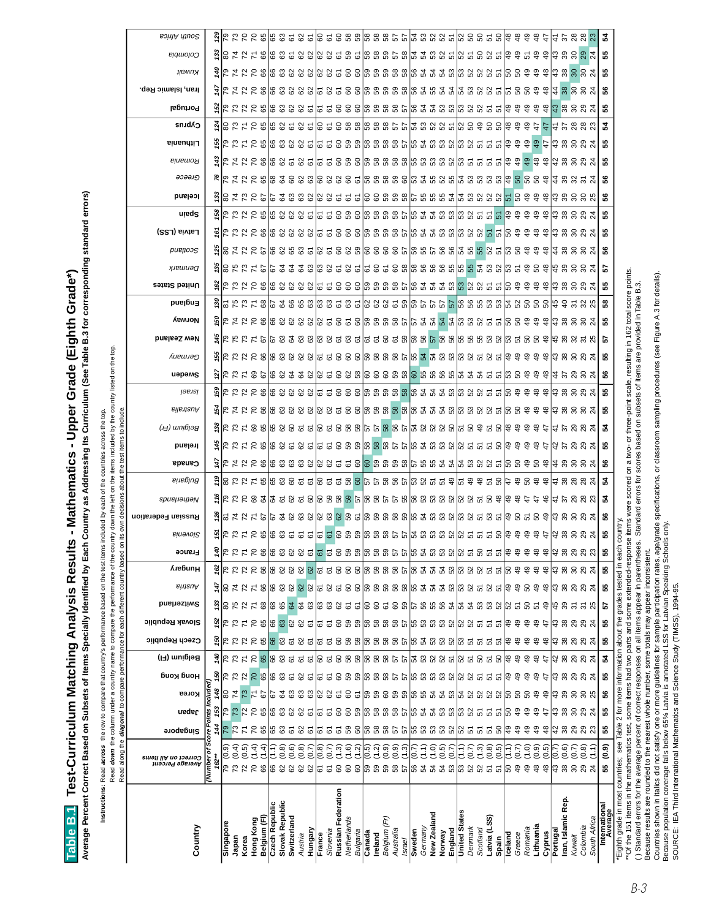# Table B.1 Test-Curriculum Matching Analysis Results - Mathematics - Upper Grade (Eighth Grade*)

**Average Percent Correct Based on Subsets of Items Specially Identified by Each Country as Addressing Its Curriculum (See Table B.3 for corresponding standard errors)**

**Instructions:** Read *across* the row to compare that country's performance based on the test items included by each of the countries across the top.
Read *down* the column under a country name to compare the performance of the country down the left on the items included by the country listed on the top.
Read along the ***diagonal*** to compare performance for each different country based on its own decisions about the test items to include.

| Country | Average Percent Correct on All Items | Singapore | Japan | Korea | Hong Kong | Belgium (Fl) | Czech Republic | Slovak Republic | Switzerland | Austria | Hungary | France | Slovenia | Russian Federation | Netherlands | Bulgaria | Canada | Ireland | Belgium (Fr) | Australia | Israel | Sweden | Germany | New Zealand | Norway | England | United States | Denmark | Scotland | Latvia (LSS) | Spain | Iceland | Greece | Romania | Lithuania | Cyprus | Portugal | Iran, Islamic Rep. | Kuwait | Colombia | South Africa |
|---|---|---|---|---|---|---|---|---|---|---|---|---|---|---|---|---|---|---|---|---|---|---|---|---|---|---|---|---|---|---|---|---|---|---|---|---|---|---|---|---|---|
| (Number of Score Points Included) | 162** | 144 | 153 | 148 | 150 | 140 | 150 | 152 | 133 | 147 | 162 | 140 | 151 | 126 | 116 | 119 | 147 | 145 | 138 | 154 | 159 | 127 | 155 | 145 | 150 | 130 | 162 | 135 | 125 | 161 | 158 | 133 | 76 | 143 | 155 | 124 | 152 | 147 | 140 | 133 | 129 |
| **Singapore** | 79 (0.9) | 79 | 79 | 80 | 79 | 79 | 79 | 79 | 80 | 80 | 79 | 79 | 79 | 81 | 79 | 80 | 79 | 79 | 79 | 79 | 79 | 79 | 79 | 79 | 79 | 81 | 79 | 80 | 80 | 79 | 79 | 80 | 79 | 79 | 79 | 80 | 79 | 79 | 80 | 79 | 79 |
| **Japan** | 73 (0.4) | 73 | 73 | 74 | 73 | 73 | 73 | 73 | 75 | 73 | 73 | 73 | 73 | 74 | 73 | 73 | 74 | 73 | 73 | 74 | 73 | 73 | 73 | 73 | 74 | 75 | 73 | 75 | 74 | 73 | 73 | 74 | 74 | 74 | 73 | 74 | 73 | 74 | 74 | 73 | 73 |
| **Korea** | 72 (0.5) | 71 | 72 | 73 | 72 | 71 | 71 | 72 | 71 | 72 | 71 | 71 | 71 | 72 | 70 | 72 | 72 | 72 | 71 | 72 | 72 | 71 | 72 | 73 | 72 | 73 | 72 | 73 | 74 | 72 | 72 | 72 | 72 | 72 | 72 | 71 | 72 | 72 | 72 | 72 | 70 |
| **Hong Kong** | 70 (1.4) | 70 | 70 | 71 | 70 | 70 | 70 | 70 | 71 | 71 | 70 | 70 | 70 | 71 | 69 | 70 | 70 | 70 | 69 | 70 | 70 | 69 | 70 | 71 | 70 | 71 | 70 | 71 | 70 | 70 | 70 | 70 | 70 | 70 | 70 | 71 | 70 | 70 | 70 | 71 | 70 |
| **Belgium (Fl)** | 66 (1.4) | 65 | 65 | 67 | 65 | 65 | 65 | 65 | 68 | 66 | 66 | 66 | 65 | 67 | 64 | 65 | 66 | 65 | 65 | 66 | 66 | 67 | 66 | 67 | 66 | 68 | 66 | 67 | 67 | 66 | 65 | 67 | 65 | 66 | 66 | 65 | 65 | 66 | 66 | 66 | 65 |
| **Czech Republic** | 66 (1.1) | 65 | 66 | 67 | 66 | 66 | 66 | 66 | 68 | 66 | 66 | 66 | 66 | 67 | 65 | 66 | 66 | 66 | 66 | 66 | 66 | 66 | 66 | 67 | 66 | 67 | 66 | 67 | 66 | 66 | 66 | 67 | 68 | 66 | 66 | 65 | 66 | 66 | 66 | 66 | 65 |
| **Slovak Republic** | 62 (0.8) | 63 | 63 | 64 | 63 | 62 | 63 | 63 | 65 | 63 | 62 | 63 | 63 | 64 | 61 | 63 | 63 | 62 | 62 | 63 | 62 | 62 | 63 | 63 | 62 | 64 | 62 | 64 | 62 | 62 | 62 | 64 | 64 | 62 | 63 | 62 | 63 | 63 | 63 | 63 | 63 |
| **Switzerland** | 62 (0.6) | 61 | 62 | 63 | 61 | 61 | 62 | 62 | 64 | 62 | 62 | 62 | 62 | 62 | 62 | 63 | 63 | 61 | 60 | 62 | 62 | 62 | 62 | 64 | 62 | 66 | 62 | 64 | 65 | 62 | 62 | 63 | 60 | 61 | 62 | 61 | 62 | 62 | 62 | 61 | 61 |
| *Austria* | 62 (0.8) | 62 | 62 | 63 | 62 | 62 | 62 | 62 | 64 | 62 | 62 | 62 | 62 | 63 | 61 | 60 | 62 | 62 | 61 | 62 | 62 | 64 | 62 | 63 | 62 | 65 | 62 | 64 | 63 | 62 | 62 | 63 | 62 | 62 | 62 | 62 | 62 | 62 | 62 | 62 | 62 |
| *Hungary* | 62 (0.7) | 61 | 62 | 63 | 61 | 61 | 61 | 62 | 63 | 62 | 62 | 61 | 61 | 63 | 61 | 61 | 62 | 61 | 61 | 62 | 62 | 62 | 62 | 62 | 62 | 63 | 62 | 63 | 61 | 62 | 62 | 62 | 63 | 62 | 61 | 61 | 62 | 62 | 62 | 62 | 61 |
| **France** | 61 (0.8) | 61 | 61 | 62 | 61 | 60 | 61 | 61 | 63 | 61 | 61 | 61 | 61 | 62 | 60 | 60 | 62 | 61 | 60 | 61 | 61 | 62 | 61 | 63 | 62 | 63 | 61 | 63 | 62 | 61 | 61 | 62 | 60 | 61 | 61 | 60 | 61 | 61 | 62 | 62 | 60 |
| *Slovenia* | 61 (0.7) | 61 | 61 | 62 | 61 | 61 | 61 | 61 | 62 | 61 | 61 | 61 | 61 | 63 | 61 | 61 | 62 | 61 | 62 | 62 | 61 | 61 | 61 | 62 | 61 | 63 | 61 | 62 | 62 | 61 | 61 | 62 | 62 | 61 | 61 | 61 | 61 | 61 | 62 | 62 | 61 |
| **Russian Federation** | 61 (1.3) | 61 | 60 | 61 | 60 | 60 | 60 | 61 | 62 | 60 | 60 | 60 | 60 | 62 | 58 | 60 | 61 | 61 | 60 | 61 | 61 | 60 | 60 | 61 | 61 | 61 | 60 | 61 | 62 | 61 | 61 | 61 | 60 | 60 | 60 | 60 | 60 | 60 | 61 | 61 | 60 |
| *Netherlands* | 60 (1.6) | 59 | 59 | 60 | 59 | 59 | 59 | 60 | 61 | 60 | 60 | 59 | 59 | 61 | 59 | 58 | 61 | 59 | 58 | 60 | 60 | 62 | 60 | 63 | 60 | 61 | 60 | 61 | 62 | 60 | 60 | 61 | 60 | 60 | 59 | 59 | 60 | 60 | 60 | 60 | 59 |
| *Bulgaria* | 60 (1.2) | 60 | 59 | 61 | 59 | 59 | 59 | 59 | 61 | 60 | 60 | 59 | 59 | 61 | 57 | 60 | 60 | 59 | 58 | 60 | 60 | 60 | 60 | 61 | 60 | 61 | 60 | 60 | 60 | 60 | 60 | 61 | 61 | 60 | 59 | 58 | 60 | 60 | 60 | 61 | 59 |
| **Canada** | 59 (0.5) | 58 | 58 | 59 | 58 | 58 | 58 | 58 | 60 | 59 | 59 | 58 | 58 | 59 | 58 | 57 | 60 | 58 | 57 | 59 | 59 | 60 | 59 | 61 | 59 | 62 | 59 | 61 | 60 | 59 | 58 | 60 | 58 | 58 | 58 | 58 | 59 | 59 | 59 | 58 | 58 |
| **Ireland** | 59 (1.2) | 58 | 58 | 59 | 58 | 58 | 58 | 58 | 60 | 59 | 59 | 58 | 58 | 59 | 58 | 57 | 60 | 58 | 57 | 59 | 59 | 60 | 59 | 61 | 59 | 62 | 59 | 60 | 60 | 59 | 58 | 60 | 59 | 58 | 58 | 58 | 59 | 59 | 59 | 58 | 58 |
| *Belgium (Fr)* | 59 (0.9) | 58 | 58 | 60 | 58 | 58 | 58 | 58 | 61 | 60 | 59 | 58 | 58 | 58 | 57 | 56 | 59 | 58 | 58 | 59 | 59 | 60 | 58 | 60 | 59 | 62 | 59 | 61 | 60 | 59 | 59 | 59 | 59 | 58 | 58 | 58 | 58 | 58 | 59 | 59 | 58 |
| *Australia* | 58 (0.9) | 57 | 58 | 59 | 57 | 57 | 57 | 57 | 60 | 58 | 58 | 57 | 57 | 58 | 57 | 56 | 59 | 57 | 56 | 58 | 58 | 59 | 58 | 61 | 58 | 61 | 58 | 60 | 60 | 58 | 58 | 59 | 59 | 58 | 58 | 57 | 58 | 58 | 58 | 57 | 57 |
| *Israel* | 57 (1.3) | 57 | 57 | 59 | 57 | 57 | 57 | 57 | 58 | 58 | 57 | 57 | 57 | 59 | 55 | 57 | 59 | 57 | 56 | 57 | 58 | 58 | 57 | 59 | 58 | 59 | 57 | 58 | 57 | 57 | 57 | 58 | 60 | 58 | 57 | 57 | 57 | 57 | 58 | 57 | 57 |
| **Sweden** | 56 (0.7) | 55 | 55 | 56 | 55 | 54 | 55 | 55 | 57 | 55 | 56 | 55 | 54 | 56 | 56 | 53 | 57 | 55 | 54 | 56 | 56 | 60 | 55 | 59 | 57 | 59 | 56 | 58 | 59 | 55 | 55 | 57 | 55 | 55 | 55 | 54 | 56 | 56 | 56 | 54 | 54 |
| *Germany* | 54 (1.1) | 53 | 54 | 55 | 53 | 53 | 53 | 53 | 56 | 54 | 54 | 54 | 53 | 54 | 53 | 52 | 55 | 54 | 52 | 54 | 54 | 55 | 54 | 56 | 54 | 57 | 54 | 56 | 55 | 54 | 54 | 55 | 54 | 55 | 54 | 53 | 54 | 54 | 54 | 53 | 53 |
| **New Zealand** | 54 (1.0) | 53 | 54 | 54 | 53 | 53 | 53 | 53 | 55 | 54 | 54 | 53 | 53 | 55 | 53 | 51 | 55 | 53 | 52 | 54 | 54 | 56 | 54 | 57 | 54 | 57 | 54 | 56 | 57 | 54 | 54 | 55 | 54 | 53 | 53 | 52 | 55 | 55 | 54 | 53 | 52 |
| *Norway* | 54 (0.5) | 53 | 54 | 54 | 53 | 52 | 53 | 53 | 56 | 54 | 54 | 53 | 53 | 53 | 53 | 51 | 55 | 53 | 52 | 54 | 54 | 56 | 54 | 56 | 54 | 57 | 54 | 56 | 56 | 54 | 54 | 55 | 52 | 53 | 53 | 52 | 54 | 54 | 54 | 52 | 52 |
| *England* | 53 (0.7) | 52 | 53 | 53 | 52 | 52 | 52 | 52 | 54 | 53 | 53 | 52 | 52 | 52 | 52 | 49 | 54 | 52 | 50 | 53 | 53 | 55 | 53 | 56 | 54 | 57 | 53 | 55 | 56 | 53 | 53 | 54 | 52 | 52 | 52 | 51 | 53 | 53 | 53 | 51 | 51 |
| **United States** | 53 (1.1) | 52 | 53 | 54 | 52 | 52 | 53 | 52 | 54 | 53 | 53 | 52 | 52 | 53 | 52 | 51 | 54 | 52 | 51 | 53 | 53 | 54 | 53 | 55 | 53 | 56 | 53 | 55 | 54 | 53 | 53 | 54 | 54 | 53 | 53 | 52 | 53 | 53 | 53 | 52 | 52 |
| *Denmark* | 52 (0.7) | 51 | 52 | 52 | 51 | 51 | 51 | 52 | 54 | 52 | 52 | 51 | 51 | 52 | 50 | 49 | 53 | 51 | 50 | 52 | 52 | 54 | 52 | 55 | 53 | 56 | 52 | 55 | 55 | 52 | 52 | 53 | 53 | 51 | 52 | 51 | 52 | 52 | 52 | 51 | 50 |
| *Scotland* | 52 (1.3) | 51 | 51 | 52 | 51 | 50 | 51 | 51 | 53 | 51 | 51 | 50 | 51 | 52 | 51 | 48 | 52 | 51 | 49 | 52 | 52 | 54 | 51 | 55 | 52 | 55 | 52 | 54 | 55 | 52 | 51 | 53 | 53 | 51 | 51 | 49 | 51 | 51 | 52 | 50 | 50 |
| **Latvia (LSS)** | 51 (0.8) | 51 | 51 | 52 | 51 | 50 | 51 | 51 | 52 | 51 | 51 | 51 | 51 | 53 | 50 | 50 | 52 | 51 | 50 | 51 | 51 | 53 | 51 | 53 | 51 | 53 | 51 | 53 | 52 | 51 | 51 | 52 | 53 | 51 | 51 | 50 | 51 | 51 | 52 | 52 | 51 |
| **Spain** | 51 (0.5) | 50 | 50 | 51 | 50 | 49 | 50 | 50 | 51 | 50 | 51 | 50 | 50 | 51 | 48 | 48 | 51 | 50 | 50 | 50 | 51 | 51 | 51 | 52 | 51 | 53 | 51 | 52 | 51 | 51 | 51 | 52 | 53 | 51 | 51 | 50 | 51 | 51 | 51 | 50 | 50 |
| **Iceland** | 50 (1.1) | 49 | 50 | 50 | 49 | 48 | 49 | 49 | 52 | 49 | 50 | 49 | 49 | 49 | 49 | 47 | 50 | 49 | 48 | 50 | 50 | 53 | 49 | 53 | 50 | 54 | 49 | 53 | 53 | 50 | 49 | 51 | 49 | 49 | 49 | 48 | 49 | 51 | 50 | 49 | 48 |
| *Greece* | 49 (0.7) | 49 | 49 | 50 | 49 | 49 | 49 | 49 | 51 | 49 | 49 | 49 | 49 | 50 | 48 | 47 | 50 | 49 | 49 | 50 | 50 | 50 | 50 | 51 | 50 | 52 | 49 | 51 | 50 | 49 | 49 | 49 | 50 | 49 | 49 | 49 | 49 | 50 | 50 | 49 | 48 |
| *Romania* | 49 (1.0) | 49 | 49 | 50 | 49 | 49 | 49 | 49 | 50 | 50 | 50 | 49 | 49 | 51 | 47 | 50 | 49 | 49 | 49 | 49 | 50 | 49 | 49 | 50 | 49 | 50 | 49 | 49 | 48 | 49 | 49 | 49 | 49 | 49 | 49 | 49 | 49 | 49 | 49 | 51 | 49 |
| **Lithuania** | 48 (0.9) | 48 | 49 | 49 | 49 | 48 | 48 | 49 | 51 | 49 | 48 | 48 | 48 | 51 | 47 | 48 | 49 | 48 | 48 | 49 | 48 | 49 | 49 | 50 | 49 | 50 | 48 | 50 | 48 | 48 | 48 | 48 | 48 | 48 | 49 | 47 | 49 | 48 | 49 | 49 | 48 |
| *Cyprus* | 48 (0.5) | 47 | 48 | 47 | 47 | 47 | 48 | 47 | 49 | 48 | 48 | 47 | 47 | 49 | 46 | 47 | 48 | 47 | 47 | 48 | 48 | 48 | 48 | 49 | 49 | 50 | 48 | 48 | 48 | 48 | 48 | 48 | 48 | 48 | 47 | 47 | 48 | 48 | 48 | 49 | 47 |
| **Portugal** | 43 (0.7) | 42 | 43 | 42 | 42 | 42 | 43 | 43 | 45 | 43 | 43 | 42 | 42 | 43 | 41 | 41 | 42 | 42 | 41 | 43 | 43 | 44 | 43 | 45 | 43 | 45 | 43 | 45 | 44 | 43 | 43 | 43 | 44 | 43 | 42 | 41 | 43 | 44 | 43 | 42 | 41 |
| **Iran, Islamic Rep.** | 38 (0.6) | 38 | 38 | 38 | 38 | 38 | 38 | 38 | 39 | 38 | 38 | 38 | 38 | 39 | 37 | 38 | 38 | 37 | 37 | 38 | 38 | 37 | 38 | 38 | 38 | 40 | 38 | 38 | 38 | 38 | 38 | 39 | 39 | 38 | 38 | 37 | 38 | 38 | 38 | 39 | 37 |
| *Kuwait* | 30 (0.7) | 29 | 30 | 30 | 29 | 29 | 29 | 29 | 31 | 29 | 29 | 29 | 29 | 30 | 29 | 28 | 30 | 29 | 28 | 30 | 30 | 29 | 30 | 32 | 30 | 31 | 30 | 30 | 30 | 30 | 30 | 30 | 32 | 30 | 30 | 28 | 30 | 30 | 30 | 30 | 28 |
| *Colombia* | 29 (0.8) | 29 | 29 | 30 | 29 | 29 | 29 | 29 | 31 | 29 | 29 | 29 | 29 | 29 | 28 | 28 | 30 | 29 | 28 | 29 | 29 | 29 | 29 | 31 | 29 | 32 | 29 | 29 | 30 | 29 | 29 | 29 | 31 | 29 | 29 | 28 | 30 | 30 | 30 | 29 | 28 |
| *South Africa* | 24 (1.1) | 23 | 24 | 25 | 24 | 24 | 24 | 24 | 25 | 24 | 24 | 23 | 24 | 24 | 23 | 24 | 24 | 24 | 24 | 24 | 24 | 24 | 25 | 25 | 24 | 25 | 24 | 24 | 24 | 24 | 24 | 25 | 24 | 24 | 24 | 23 | 24 | 24 | 24 | 24 | 23 |
| **International Average** | 55 (0.9) | 55 | 55 | 56 | 55 | 54 | 55 | 55 | 57 | 55 | 55 | 55 | 55 | 56 | 54 | 54 | 56 | 55 | 54 | 55 | 55 | 56 | 55 | 57 | 55 | 58 | 55 | 57 | 56 | 55 | 55 | 56 | 56 | 55 | 55 | 54 | 55 | 56 | 55 | 55 | 54 |

*Eighth grade in most countries; see Table 2 for more information about the grades tested in each country.
**Of the 151 items in the mathematics test, some items had two parts and some extended-response items were scored on a two- or three-point scale, resulting in 162 total score points.
( ) Standard errors for the average percent of correct responses on all items appear in parentheses. Standard errors for scores based on subsets of items are provided in Table B.3.
Because results are rounded to the nearest whole number, some totals may appear inconsistent.
Countries shown in italics did not satisfy one or more guidelines for sample participation rates, age/grade specifications, or classroom sampling procedures (see Figure A.3 for details).
Because population coverage falls below 65% Latvia is annotated LSS for Latvian Speaking Schools only.
SOURCE: IEA Third International Mathematics and Science Study (TIMSS), 1994-95.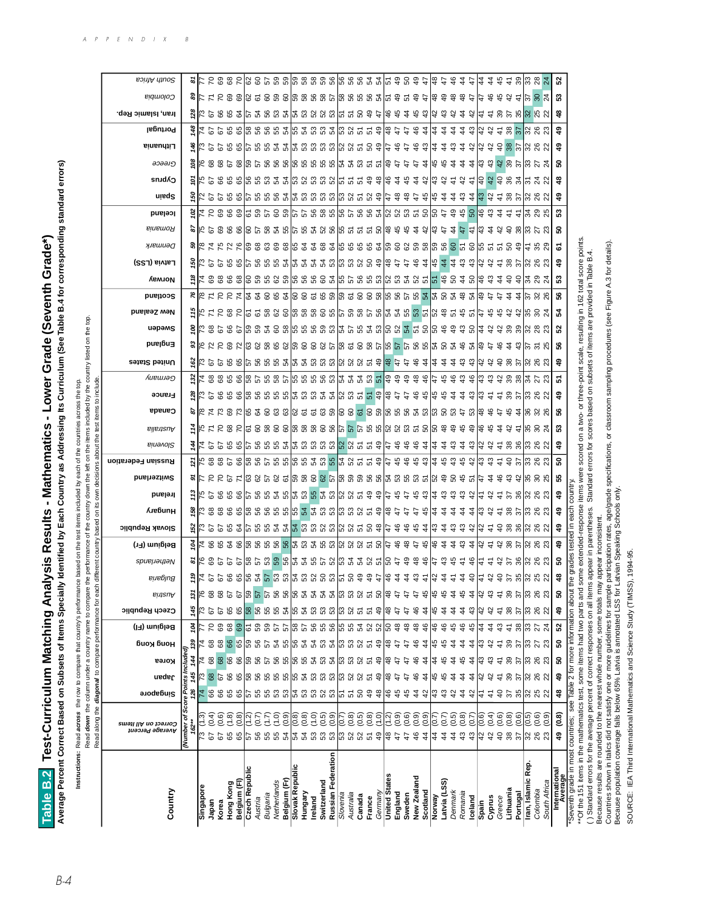# Table B.2 Test-Curriculum Matching Analysis Results - Mathematics - Lower Grade (Seventh Grade*)

**Average Percent Correct Based on Subsets of Items Specially Identified by Each Country as Addressing Its Curriculum (See Table B.4 for corresponding standard errors)**

**Instructions:** Read ***across*** the row to compare that country's performance based on the test items included by each of the countries across the top.
Read ***down*** the column under a country name to compare the performance of the country down the left on the items included by the country listed on the top.
Read along the ***diagonal*** to compare performance for each different country based on its own decisions about the test items to include.

| Country | Average Percent Correct on All Items | Singapore | Japan | Korea | Hong Kong | Belgium (Fl) | Czech Republic | Austria | Bulgaria | Netherlands | Belgium (Fr) | Slovak Republic | Hungary | Ireland | Switzerland | Russian Federation | Slovenia | Australia | Canada | France | Germany | United States | England | Sweden | New Zealand | Scotland | Norway | Latvia (LSS) | Denmark | Romania | Iceland | Spain | Cyprus | Greece | Lithuania | Portugal | Iran, Islamic Rep. | Colombia | South Africa |
|---|---|---|---|---|---|---|---|---|---|---|---|---|---|---|---|---|---|---|---|---|---|---|---|---|---|---|---|---|---|---|---|---|---|---|---|---|---|---|
| (Number of Score Points Included) | 162** | 126 | 145 | 144 | 139 | 104 | 145 | 131 | 119 | 81 | 104 | 152 | 158 | 113 | 91 | 121 | 144 | 114 | 87 | 128 | 132 | 162 | 93 | 100 | 115 | 76 | 118 | 150 | 59 | 87 | 102 | 150 | 101 | 108 | 146 | 148 | 128 | 89 | 81 |
| Singapore | 73 (1.3) | 74 | 73 | 74 | 74 | 77 | 73 | 73 | 74 | 76 | 74 | 73 | 73 | 75 | 77 | 75 | 74 | 75 | 78 | 73 | 74 | 73 | 76 | 73 | 75 | 78 | 74 | 73 | 78 | 75 | 74 | 72 | 75 | 76 | 73 | 74 | 73 | 77 | 81 |
| Japan | 67 (0.4) | 66 | 68 | 68 | 68 | 70 | 67 | 68 | 67 | 69 | 66 | 67 | 68 | 67 | 70 | 68 | 67 | 71 | 74 | 67 | 68 | 67 | 72 | 68 | 71 | 71 | 69 | 67 | 74 | 67 | 70 | 67 | 67 | 68 | 67 | 67 | 67 | 71 | 70 |
| Korea | 67 (0.6) | 66 | 67 | 68 | 68 | 69 | 67 | 68 | 67 | 67 | 65 | 67 | 67 | 66 | 70 | 68 | 67 | 70 | 73 | 66 | 68 | 67 | 70 | 67 | 70 | 71 | 68 | 67 | 75 | 69 | 69 | 67 | 66 | 68 | 67 | 67 | 66 | 70 | 69 |
| Hong Kong | 65 (1.8) | 65 | 66 | 66 | 66 | 68 | 65 | 66 | 65 | 67 | 65 | 65 | 66 | 65 | 67 | 67 | 65 | 68 | 69 | 65 | 65 | 65 | 69 | 66 | 68 | 70 | 66 | 65 | 72 | 66 | 69 | 65 | 65 | 67 | 65 | 65 | 65 | 69 | 68 |
| Belgium (Fl) | 65 (0.8) | 65 | 65 | 66 | 65 | 69 | 65 | 67 | 65 | 67 | 64 | 64 | 65 | 66 | 71 | 66 | 65 | 70 | 70 | 66 | 66 | 66 | 69 | 67 | 70 | 72 | 68 | 65 | 76 | 66 | 69 | 65 | 65 | 68 | 65 | 65 | 64 | 69 | 70 |
| Czech Republic | 57 (1.2) | 57 | 58 | 59 | 59 | 61 | 58 | 59 | 57 | 58 | 58 | 57 | 58 | 57 | 62 | 58 | 58 | 61 | 65 | 58 | 58 | 57 | 63 | 59 | 61 | 64 | 60 | 58 | 69 | 60 | 61 | 57 | 56 | 58 | 57 | 58 | 57 | 62 | 62 |
| *Austria* | 56 (0.7) | 56 | 56 | 56 | 56 | 59 | 56 | 57 | 54 | 57 | 56 | 55 | 56 | 56 | 63 | 56 | 56 | 60 | 64 | 56 | 57 | 56 | 62 | 59 | 61 | 61 | 59 | 56 | 68 | 57 | 59 | 55 | 55 | 57 | 55 | 56 | 54 | 61 | 60 |
| *Bulgaria* | 55 (1.7) | 55 | 55 | 56 | 57 | 59 | 55 | 57 | 57 | 53 | 55 | 55 | 55 | 55 | 57 | 55 | 55 | 58 | 60 | 55 | 55 | 55 | 58 | 54 | 58 | 60 | 55 | 55 | 63 | 58 | 57 | 55 | 55 | 57 | 55 | 55 | 56 | 56 | 57 |
| *Netherlands* | 55 (1.0) | 53 | 55 | 56 | 54 | 57 | 55 | 56 | 53 | 59 | 55 | 55 | 55 | 54 | 62 | 55 | 55 | 60 | 63 | 55 | 55 | 55 | 65 | 58 | 62 | 65 | 62 | 55 | 68 | 54 | 60 | 56 | 54 | 56 | 56 | 55 | 53 | 59 | 59 |
| *Belgium (Fr)* | 54 (0.9) | 53 | 55 | 55 | 55 | 57 | 56 | 56 | 53 | 56 | 56 | 54 | 55 | 54 | 61 | 55 | 54 | 60 | 63 | 55 | 57 | 54 | 62 | 58 | 60 | 64 | 59 | 54 | 68 | 56 | 59 | 54 | 54 | 56 | 54 | 54 | 54 | 60 | 59 |
| Slovak Republic | 54 (0.8) | 54 | 55 | 56 | 56 | 58 | 55 | 56 | 54 | 54 | 54 | 54 | 55 | 54 | 59 | 56 | 54 | 58 | 62 | 54 | 55 | 54 | 59 | 55 | 58 | 60 | 56 | 54 | 65 | 57 | 57 | 54 | 53 | 56 | 54 | 55 | 54 | 59 | 59 |
| Hungary | 54 (0.8) | 53 | 55 | 55 | 54 | 57 | 54 | 54 | 53 | 54 | 54 | 54 | 54 | 53 | 58 | 55 | 53 | 58 | 61 | 53 | 55 | 53 | 60 | 55 | 58 | 60 | 56 | 54 | 64 | 57 | 57 | 54 | 53 | 55 | 53 | 55 | 53 | 58 | 58 |
| Ireland | 53 (1.0) | 53 | 53 | 54 | 54 | 56 | 54 | 54 | 52 | 55 | 54 | 53 | 54 | 55 | 58 | 54 | 53 | 58 | 61 | 53 | 55 | 53 | 58 | 56 | 58 | 61 | 56 | 54 | 64 | 54 | 56 | 53 | 53 | 55 | 53 | 53 | 52 | 56 | 58 |
| Switzerland | 53 (0.5) | 52 | 53 | 55 | 53 | 56 | 54 | 54 | 50 | 57 | 55 | 52 | 53 | 54 | 62 | 53 | 53 | 58 | 60 | 54 | 56 | 53 | 60 | 59 | 60 | 65 | 60 | 53 | 68 | 52 | 58 | 55 | 53 | 55 | 53 | 53 | 52 | 58 | 59 |
| Russian Federation | 53 (0.9) | 53 | 53 | 53 | 54 | 56 | 53 | 54 | 52 | 52 | 56 | 53 | 53 | 53 | 57 | 55 | 53 | 59 | 59 | 54 | 53 | 53 | 57 | 53 | 56 | 59 | 57 | 53 | 64 | 55 | 58 | 53 | 52 | 55 | 53 | 54 | 52 | 57 | 56 |
| *Slovenia* | 53 (0.7) | 51 | 53 | 55 | 53 | 56 | 53 | 53 | 51 | 53 | 52 | 52 | 53 | 52 | 58 | 54 | 52 | 57 | 60 | 52 | 54 | 52 | 58 | 54 | 57 | 59 | 55 | 53 | 65 | 55 | 56 | 53 | 51 | 54 | 52 | 53 | 51 | 58 | 56 |
| *Australia* | 52 (0.8) | 52 | 52 | 53 | 53 | 55 | 52 | 53 | 50 | 53 | 52 | 52 | 52 | 52 | 58 | 53 | 52 | 57 | 60 | 52 | 52 | 52 | 58 | 57 | 59 | 61 | 57 | 52 | 65 | 55 | 56 | 52 | 51 | 54 | 52 | 52 | 51 | 56 | 56 |
| Canada | 52 (0.5) | 50 | 52 | 52 | 52 | 54 | 51 | 52 | 49 | 54 | 52 | 51 | 51 | 52 | 59 | 53 | 51 | 57 | 61 | 53 | 54 | 51 | 60 | 55 | 60 | 61 | 58 | 53 | 65 | 56 | 56 | 51 | 51 | 53 | 51 | 51 | 50 | 55 | 56 |
| France | 51 (0.8) | 49 | 51 | 51 | 51 | 52 | 51 | 51 | 49 | 52 | 51 | 50 | 51 | 49 | 56 | 51 | 51 | 55 | 60 | 51 | 53 | 51 | 58 | 54 | 57 | 60 | 55 | 50 | 65 | 51 | 52 | 52 | 49 | 51 | 50 | 51 | 50 | 56 | 54 |
| *Germany* | 49 (1.0) | 48 | 49 | 49 | 49 | 52 | 49 | 50 | 47 | 51 | 50 | 50 | 49 | 49 | 56 | 49 | 49 | 55 | 59 | 49 | 51 | 49 | 57 | 53 | 56 | 58 | 53 | 49 | 64 | 50 | 54 | 49 | 48 | 51 | 49 | 49 | 47 | 54 | 54 |
| United States | 48 (1.2) | 46 | 48 | 48 | 48 | 50 | 48 | 48 | 46 | 50 | 49 | 47 | 48 | 47 | 54 | 47 | 47 | 52 | 56 | 48 | 49 | 48 | 55 | 50 | 54 | 54 | 52 | 48 | 59 | 50 | 52 | 47 | 46 | 49 | 47 | 48 | 46 | 51 | 51 |
| England | 47 (0.9) | 45 | 47 | 47 | 47 | 48 | 47 | 47 | 44 | 47 | 46 | 46 | 47 | 45 | 53 | 45 | 46 | 52 | 55 | 47 | 49 | 47 | 57 | 52 | 56 | 56 | 53 | 47 | 60 | 45 | 52 | 48 | 44 | 47 | 46 | 47 | 45 | 49 | 49 |
| Sweden | 47 (0.6) | 45 | 47 | 47 | 47 | 48 | 47 | 47 | 44 | 49 | 48 | 46 | 47 | 45 | 53 | 46 | 46 | 52 | 55 | 47 | 49 | 47 | 57 | 54 | 55 | 55 | 54 | 47 | 62 | 45 | 53 | 45 | 45 | 47 | 47 | 47 | 44 | 51 | 50 |
| New Zealand | 46 (0.9) | 44 | 46 | 46 | 46 | 48 | 46 | 47 | 43 | 48 | 47 | 45 | 47 | 45 | 53 | 46 | 46 | 51 | 54 | 46 | 48 | 46 | 56 | 51 | 53 | 55 | 52 | 46 | 59 | 44 | 51 | 47 | 44 | 47 | 46 | 46 | 45 | 49 | 49 |
| Scotland | 44 (0.9) | 42 | 44 | 44 | 44 | 46 | 44 | 45 | 41 | 46 | 45 | 44 | 45 | 43 | 51 | 44 | 44 | 50 | 53 | 44 | 46 | 44 | 55 | 50 | 51 | 54 | 51 | 44 | 58 | 42 | 50 | 45 | 42 | 44 | 44 | 44 | 43 | 47 | 47 |
| Norway | 44 (0.7) | 43 | 45 | 45 | 45 | 46 | 45 | 45 | 42 | 44 | 45 | 44 | 45 | 43 | 49 | 44 | 44 | 50 | 53 | 45 | 47 | 44 | 56 | 50 | 53 | 54 | 51 | 45 | 59 | 43 | 50 | 45 | 43 | 45 | 44 | 44 | 42 | 48 | 48 |
| Latvia (LSS) | 44 (0.7) | 43 | 45 | 45 | 45 | 46 | 45 | 45 | 43 | 43 | 44 | 43 | 44 | 43 | 49 | 44 | 44 | 48 | 52 | 46 | 47 | 44 | 50 | 50 | 48 | 50 | 46 | 44 | 56 | 47 | 47 | 42 | 46 | 45 | 44 | 44 | 43 | 49 | 47 |
| *Denmark* | 44 (0.5) | 42 | 44 | 44 | 44 | 44 | 44 | 44 | 41 | 43 | 44 | 43 | 44 | 43 | 50 | 44 | 43 | 49 | 53 | 44 | 46 | 44 | 54 | 49 | 51 | 50 | 50 | 44 | 60 | 44 | 49 | 44 | 41 | 44 | 43 | 44 | 42 | 48 | 46 |
| *Romania* | 43 (0.8) | 44 | 44 | 45 | 44 | 46 | 44 | 45 | 45 | 41 | 43 | 43 | 43 | 45 | 45 | 45 | 43 | 45 | 47 | 43 | 44 | 43 | 46 | 43 | 45 | 48 | 43 | 43 | 51 | 47 | 45 | 43 | 42 | 44 | 42 | 42 | 44 | 48 | 44 |
| Iceland | 43 (0.7) | 42 | 44 | 44 | 44 | 45 | 44 | 44 | 40 | 46 | 43 | 42 | 42 | 42 | 51 | 42 | 43 | 49 | 53 | 44 | 46 | 43 | 54 | 50 | 51 | 54 | 50 | 43 | 60 | 41 | 50 | 44 | 41 | 44 | 42 | 43 | 42 | 47 | 44 |
| Spain | 42 (0.6) | 41 | 42 | 43 | 43 | 44 | 42 | 42 | 41 | 41 | 41 | 42 | 41 | 41 | 47 | 43 | 42 | 46 | 48 | 43 | 43 | 42 | 49 | 44 | 47 | 49 | 46 | 42 | 55 | 43 | 46 | 43 | 40 | 43 | 42 | 42 | 41 | 47 | 44 |
| Cyprus | 42 (0.4) | 41 | 42 | 43 | 42 | 43 | 42 | 43 | 42 | 42 | 41 | 41 | 42 | 42 | 44 | 42 | 42 | 45 | 46 | 41 | 42 | 42 | 47 | 42 | 45 | 47 | 43 | 42 | 51 | 43 | 43 | 42 | 42 | 45 | 42 | 42 | 41 | 46 | 44 |
| *Greece* | 42 (0.6) | 40 | 41 | 41 | 41 | 43 | 41 | 41 | 40 | 42 | 42 | 41 | 41 | 41 | 46 | 42 | 41 | 44 | 47 | 42 | 42 | 41 | 46 | 45 | 47 | 47 | 44 | 41 | 51 | 42 | 44 | 41 | 40 | 42 | 40 | 41 | 39 | 45 | 45 |
| Lithuania | 38 (0.8) | 37 | 39 | 39 | 38 | 38 | 38 | 38 | 37 | 37 | 38 | 38 | 38 | 37 | 40 | 38 | 38 | 42 | 45 | 39 | 39 | 38 | 44 | 42 | 42 | 44 | 40 | 38 | 50 | 40 | 41 | 38 | 36 | 39 | 38 | 38 | 37 | 42 | 41 |
| Portugal | 37 (0.6) | 35 | 37 | 37 | 37 | 38 | 37 | 37 | 35 | 36 | 38 | 36 | 37 | 36 | 42 | 37 | 36 | 41 | 44 | 37 | 38 | 37 | 43 | 39 | 42 | 44 | 40 | 37 | 49 | 38 | 41 | 37 | 34 | 37 | 37 | 37 | 35 | 41 | 39 |
| Iran, Islamic Rep. | 32 (0.5) | 32 | 32 | 33 | 33 | 33 | 33 | 33 | 32 | 32 | 32 | 32 | 33 | 32 | 35 | 33 | 33 | 36 | 36 | 33 | 34 | 32 | 37 | 32 | 35 | 37 | 34 | 32 | 41 | 33 | 34 | 32 | 31 | 33 | 32 | 32 | 32 | 37 | 33 |
| *Colombia* | 26 (0.6) | 25 | 26 | 27 | 27 | 27 | 26 | 26 | 25 | 26 | 26 | 26 | 26 | 26 | 30 | 26 | 26 | 30 | 32 | 26 | 27 | 26 | 31 | 28 | 30 | 32 | 29 | 26 | 35 | 27 | 29 | 26 | 24 | 27 | 26 | 25 | 25 | 30 | 28 |
| *South Africa* | 23 (0.8) | 22 | 22 | 23 | 23 | 24 | 22 | 23 | 22 | 23 | 23 | 22 | 23 | 23 | 25 | 23 | 23 | 24 | 26 | 22 | 23 | 23 | 25 | 23 | 24 | 26 | 24 | 23 | 29 | 23 | 25 | 22 | 22 | 24 | 22 | 23 | 22 | 24 | 24 |
| **International Average** | 49 (0.8) | 48 | 49 | 50 | 50 | 52 | 49 | 50 | 48 | 50 | 49 | 49 | 49 | 49 | 55 | 50 | 49 | 53 | 56 | 49 | 51 | 49 | 56 | 52 | 54 | 56 | 53 | 49 | 61 | 50 | 53 | 49 | 48 | 50 | 49 | 49 | 48 | 53 | 52 |

*Seventh grade in most countries; see Table 2 for more information about the grades tested in each country.

**Of the 151 items in the mathematics test, some items had two parts and some extended-response items were scored on a two- or three-point scale, resulting in 162 total score points.

( ) Standard errors for the average percent of correct responses on all items appear in parentheses. Standard errors for scores based on subsets of items are provided in Table B.4.

Because results are rounded to the nearest whole number, some totals may appear inconsistent.

Countries shown in italics did not satisfy one or more guidelines for sample participation rates, age/grade specifications, or classroom sampling procedures (see Figure A.3 for details).

Because population coverage falls below 65% Latvia is annotated LSS for Latvian Speaking Schools only.

SOURCE: IEA Third International Mathematics and Science Study (TIMSS), 1994-95.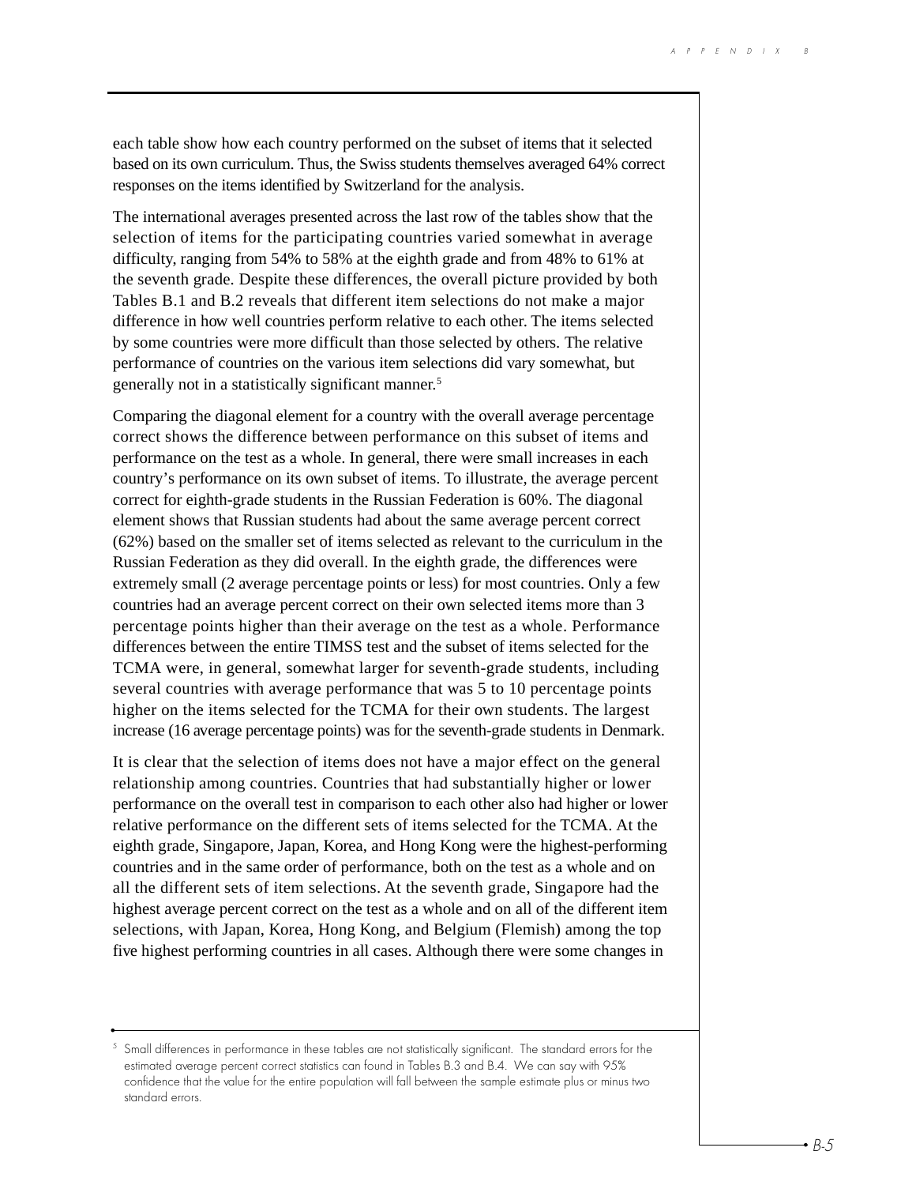each table show how each country performed on the subset of items that it selected based on its own curriculum. Thus, the Swiss students themselves averaged 64% correct responses on the items identified by Switzerland for the analysis.

The international averages presented across the last row of the tables show that the selection of items for the participating countries varied somewhat in average difficulty, ranging from 54% to 58% at the eighth grade and from 48% to 61% at the seventh grade. Despite these differences, the overall picture provided by both Tables B.1 and B.2 reveals that different item selections do not make a major difference in how well countries perform relative to each other. The items selected by some countries were more difficult than those selected by others. The relative performance of countries on the various item selections did vary somewhat, but generally not in a statistically significant manner.[5]

Comparing the diagonal element for a country with the overall average percentage correct shows the difference between performance on this subset of items and performance on the test as a whole. In general, there were small increases in each country's performance on its own subset of items. To illustrate, the average percent correct for eighth-grade students in the Russian Federation is 60%. The diagonal element shows that Russian students had about the same average percent correct (62%) based on the smaller set of items selected as relevant to the curriculum in the Russian Federation as they did overall. In the eighth grade, the differences were extremely small (2 average percentage points or less) for most countries. Only a few countries had an average percent correct on their own selected items more than 3 percentage points higher than their average on the test as a whole. Performance differences between the entire TIMSS test and the subset of items selected for the TCMA were, in general, somewhat larger for seventh-grade students, including several countries with average performance that was 5 to 10 percentage points higher on the items selected for the TCMA for their own students. The largest increase (16 average percentage points) was for the seventh-grade students in Denmark.

It is clear that the selection of items does not have a major effect on the general relationship among countries. Countries that had substantially higher or lower performance on the overall test in comparison to each other also had higher or lower relative performance on the different sets of items selected for the TCMA. At the eighth grade, Singapore, Japan, Korea, and Hong Kong were the highest-performing countries and in the same order of performance, both on the test as a whole and on all the different sets of item selections. At the seventh grade, Singapore had the highest average percent correct on the test as a whole and on all of the different item selections, with Japan, Korea, Hong Kong, and Belgium (Flemish) among the top five highest performing countries in all cases. Although there were some changes in

---

[5] Small differences in performance in these tables are not statistically significant. The standard errors for the estimated average percent correct statistics can found in Tables B.3 and B.4. We can say with 95% confidence that the value for the entire population will fall between the sample estimate plus or minus two standard errors.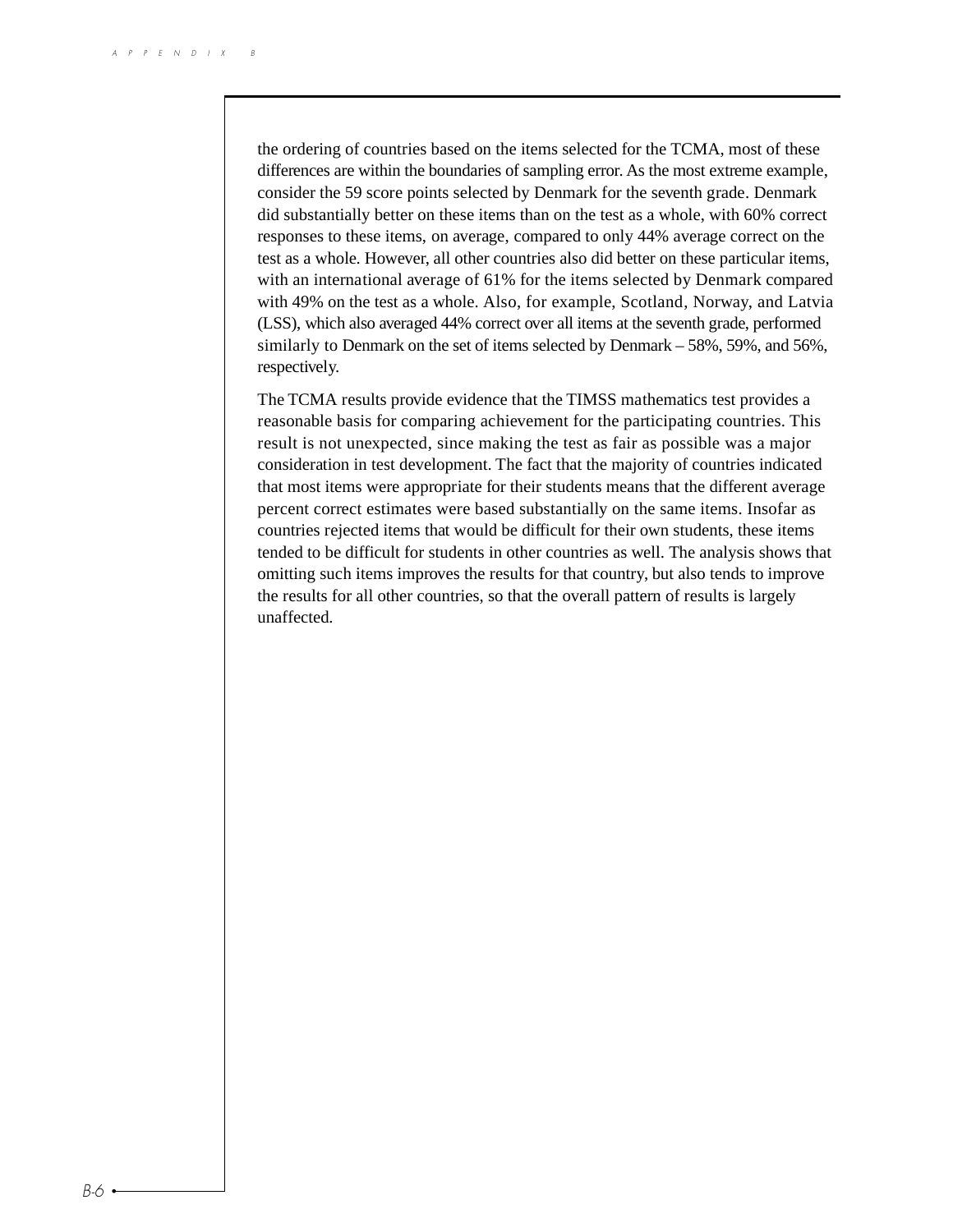the ordering of countries based on the items selected for the TCMA, most of these differences are within the boundaries of sampling error. As the most extreme example, consider the 59 score points selected by Denmark for the seventh grade. Denmark did substantially better on these items than on the test as a whole, with 60% correct responses to these items, on average, compared to only 44% average correct on the test as a whole. However, all other countries also did better on these particular items, with an international average of 61% for the items selected by Denmark compared with 49% on the test as a whole. Also, for example, Scotland, Norway, and Latvia (LSS), which also averaged 44% correct over all items at the seventh grade, performed similarly to Denmark on the set of items selected by Denmark – 58%, 59%, and 56%, respectively.

The TCMA results provide evidence that the TIMSS mathematics test provides a reasonable basis for comparing achievement for the participating countries. This result is not unexpected, since making the test as fair as possible was a major consideration in test development. The fact that the majority of countries indicated that most items were appropriate for their students means that the different average percent correct estimates were based substantially on the same items. Insofar as countries rejected items that would be difficult for their own students, these items tended to be difficult for students in other countries as well. The analysis shows that omitting such items improves the results for that country, but also tends to improve the results for all other countries, so that the overall pattern of results is largely unaffected.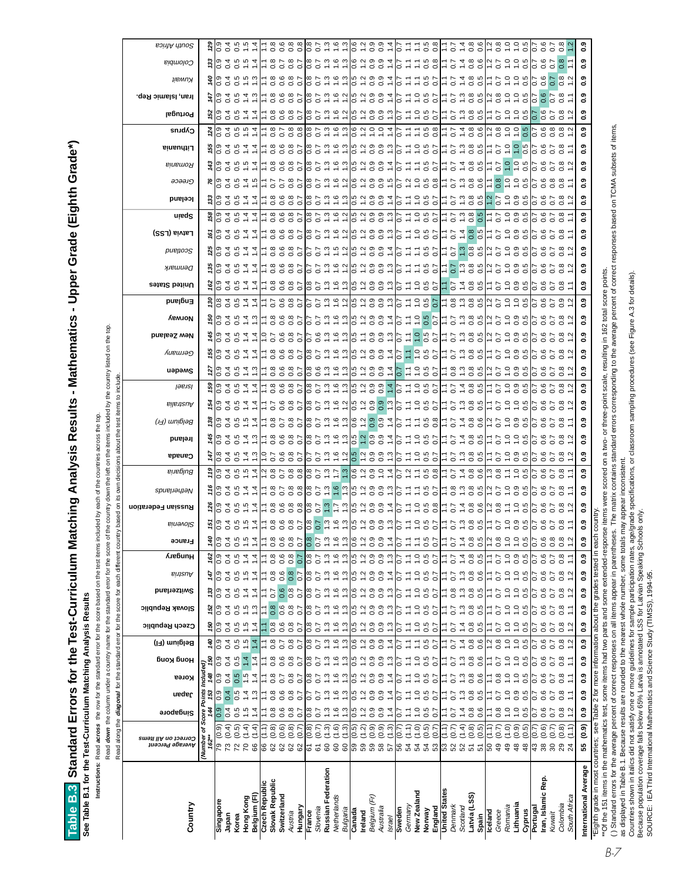# Table B.3 Standard Errors for the Test-Curriculum Matching Analysis Results - Mathematics - Upper Grade (Eighth Grade*)

**See Table B.1 for the Test-Curriculum Matching Analysis Results**

**Instructions:** Read ***across*** the row for the standard error for the score based on the test items included by each of the countries across the top.
Read ***down*** the column under a country name for the standard error for the score of the country down the left on the items included by the country listed on the top.
Read along the ***diagonal*** for the standard error for the score for each different country based on its own decisions about the test items to include.

| Country | Average Percent Correct on All Items | Singapore | Japan | Korea | Hong Kong | Belgium (Fl) | Czech Republic | Slovak Republic | Switzerland | Austria | Hungary | France | Slovenia | Russian Federation | Netherlands | Bulgaria | Canada | Ireland | Belgium (Fr) | Australia | Israel | Sweden | Germany | New Zealand | Norway | England | United States | Denmark | Scotland | Latvia (LSS) | Spain | Iceland | Greece | Romania | Lithuania | Cyprus | Portugal | Iran, Islamic Rep. | Kuwait | Colombia | South Africa |
|---|---|---|---|---|---|---|---|---|---|---|---|---|---|---|---|---|---|---|---|---|---|---|---|---|---|---|---|---|---|---|---|---|---|---|---|---|---|---|---|---|---|
| (Number of Score Points Included) | 162** | 144 | 153 | 148 | 150 | 140 | 150 | 152 | 133 | 147 | 162 | 140 | 151 | 126 | 116 | 119 | 147 | 145 | 138 | 154 | 159 | 127 | 155 | 145 | 150 | 130 | 162 | 135 | 125 | 161 | 158 | 133 | 76 | 143 | 155 | 124 | 152 | 147 | 140 | 133 | 129 |
| **Singapore** | 79 (0.9) | 0.9 | 0.9 | 0.9 | 0.9 | 0.9 | 0.9 | 0.9 | 0.9 | 0.9 | 0.9 | 0.9 | 0.9 | 0.9 | 0.9 | 0.9 | 0.8 | 0.9 | 0.9 | 0.9 | 0.9 | 0.9 | 0.9 | 0.9 | 0.9 | 0.8 | 0.9 | 0.9 | 0.9 | 0.9 | 0.9 | 0.9 | 0.9 | 0.9 | 0.9 | 0.9 | 0.9 | 0.9 | 0.9 | 0.9 | 0.9 |
| **Japan** | 73 (0.4) | 0.4 | 0.4 | 0.4 | 0.4 | 0.4 | 0.4 | 0.4 | 0.4 | 0.4 | 0.4 | 0.4 | 0.4 | 0.4 | 0.4 | 0.4 | 0.4 | 0.4 | 0.4 | 0.4 | 0.4 | 0.4 | 0.4 | 0.4 | 0.4 | 0.4 | 0.4 | 0.4 | 0.4 | 0.4 | 0.4 | 0.4 | 0.4 | 0.4 | 0.4 | 0.4 | 0.4 | 0.4 | 0.4 | 0.4 | 0.4 |
| **Korea** | 72 (0.5) | 0.5 | 0.5 | 0.5 | 0.5 | 0.5 | 0.5 | 0.5 | 0.5 | 0.5 | 0.5 | 0.5 | 0.5 | 0.5 | 0.5 | 0.5 | 0.5 | 0.5 | 0.5 | 0.5 | 0.5 | 0.5 | 0.5 | 0.5 | 0.5 | 0.5 | 0.5 | 0.5 | 0.5 | 0.5 | 0.5 | 0.5 | 0.5 | 0.5 | 0.5 | 0.5 | 0.5 | 0.5 | 0.5 | 0.5 | 0.5 |
| **Hong Kong** | 70 (1.4) | 1.5 | 1.4 | 1.5 | 1.4 | 1.5 | 1.5 | 1.5 | 1.4 | 1.5 | 1.5 | 1.5 | 1.5 | 1.5 | 1.4 | 1.5 | 1.4 | 1.5 | 1.4 | 1.5 | 1.4 | 1.4 | 1.5 | 1.4 | 1.5 | 1.4 | 1.4 | 1.4 | 1.4 | 1.4 | 1.4 | 1.4 | 1.5 | 1.4 | 1.5 | 1.4 | 1.4 | 1.4 | 1.5 | 1.5 | 1.5 |
| **Belgium (Fl)** | 66 (1.4) | 1.4 | 1.3 | 1.4 | 1.4 | 1.4 | 1.3 | 1.4 | 1.4 | 1.4 | 1.4 | 1.4 | 1.4 | 1.4 | 1.4 | 1.4 | 1.3 | 1.3 | 1.4 | 1.4 | 1.4 | 1.3 | 1.4 | 1.4 | 1.3 | 1.4 | 1.4 | 1.4 | 1.4 | 1.4 | 1.4 | 1.4 | 1.5 | 1.4 | 1.4 | 1.4 | 1.4 | 1.3 | 1.3 | 1.4 | 1.5 |
| **Czech Republic** | 66 (1.1) | 1.1 | 1.1 | 1.1 | 1.1 | 1.1 | 1.1 | 1.1 | 1.1 | 1.1 | 1.1 | 1.1 | 1.1 | 1.1 | 1.1 | 1.2 | 1.0 | 1.1 | 1.1 | 1.1 | 1.1 | 1.1 | 1.1 | 1.1 | 1.1 | 1.1 | 1.1 | 1.1 | 1.1 | 1.1 | 1.1 | 1.1 | 1.1 | 1.1 | 1.1 | 1.1 | 1.1 | 1.1 | 1.1 | 1.1 | 1.1 |
| **Slovak Republic** | 62 (0.8) | 0.8 | 0.8 | 0.8 | 0.8 | 0.8 | 0.8 | 0.8 | 0.7 | 0.8 | 0.8 | 0.8 | 0.8 | 0.8 | 0.8 | 0.8 | 0.7 | 0.8 | 0.8 | 0.7 | 0.8 | 0.8 | 0.8 | 0.8 | 0.8 | 0.7 | 0.8 | 0.8 | 0.8 | 0.8 | 0.8 | 0.8 | 0.7 | 0.8 | 0.8 | 0.8 | 0.8 | 0.8 | 0.8 | 0.8 | 0.8 |
| **Switzerland** | 62 (0.6) | 0.6 | 0.6 | 0.7 | 0.6 | 0.7 | 0.6 | 0.6 | 0.6 | 0.6 | 0.6 | 0.6 | 0.6 | 0.6 | 0.7 | 0.7 | 0.6 | 0.7 | 0.6 | 0.6 | 0.6 | 0.6 | 0.6 | 0.6 | 0.6 | 0.6 | 0.6 | 0.6 | 0.6 | 0.6 | 0.6 | 0.6 | 0.7 | 0.6 | 0.6 | 0.6 | 0.6 | 0.6 | 0.6 | 0.7 | 0.6 |
| *Austria* | 62 (0.8) | 0.8 | 0.8 | 0.8 | 0.8 | 0.8 | 0.8 | 0.8 | 0.8 | 0.8 | 0.8 | 0.8 | 0.8 | 0.8 | 0.8 | 0.8 | 0.8 | 0.8 | 0.8 | 0.8 | 0.8 | 0.8 | 0.8 | 0.8 | 0.8 | 0.8 | 0.8 | 0.8 | 0.8 | 0.8 | 0.8 | 0.8 | 0.8 | 0.8 | 0.8 | 0.8 | 0.8 | 0.8 | 0.8 | 0.8 | 0.8 |
| **Hungary** | 62 (0.7) | 0.7 | 0.7 | 0.7 | 0.7 | 0.7 | 0.7 | 0.7 | 0.7 | 0.7 | 0.7 | 0.7 | 0.7 | 0.7 | 0.7 | 0.7 | 0.7 | 0.7 | 0.7 | 0.7 | 0.7 | 0.7 | 0.7 | 0.7 | 0.7 | 0.7 | 0.7 | 0.7 | 0.7 | 0.7 | 0.7 | 0.7 | 0.7 | 0.7 | 0.7 | 0.7 | 0.7 | 0.7 | 0.7 | 0.7 | 0.7 |
| **France** | 61 (0.8) | 0.8 | 0.7 | 0.8 | 0.8 | 0.8 | 0.8 | 0.8 | 0.8 | 0.8 | 0.8 | 0.8 | 0.8 | 0.8 | 0.8 | 0.8 | 0.8 | 0.8 | 0.8 | 0.8 | 0.8 | 0.8 | 0.8 | 0.7 | 0.7 | 0.7 | 0.8 | 0.7 | 0.7 | 0.8 | 0.8 | 0.8 | 0.8 | 0.8 | 0.8 | 0.8 | 0.8 | 0.8 | 0.8 | 0.8 | 0.8 |
| *Slovenia* | 61 (0.7) | 0.7 | 0.7 | 0.7 | 0.7 | 0.7 | 0.7 | 0.7 | 0.7 | 0.7 | 0.7 | 0.7 | 0.7 | 0.7 | 0.7 | 0.7 | 0.7 | 0.7 | 0.7 | 0.7 | 0.7 | 0.6 | 0.7 | 0.6 | 0.7 | 0.7 | 0.7 | 0.7 | 0.7 | 0.7 | 0.7 | 0.7 | 0.7 | 0.7 | 0.7 | 0.7 | 0.7 | 0.7 | 0.7 | 0.7 | 0.7 |
| **Russian Federation** | 60 (1.3) | 1.3 | 1.3 | 1.3 | 1.3 | 1.3 | 1.3 | 1.3 | 1.3 | 1.3 | 1.3 | 1.3 | 1.3 | 1.3 | 1.3 | 1.3 | 1.3 | 1.3 | 1.3 | 1.3 | 1.3 | 1.3 | 1.3 | 1.3 | 1.3 | 1.3 | 1.3 | 1.3 | 1.3 | 1.3 | 1.3 | 1.3 | 1.3 | 1.3 | 1.3 | 1.3 | 1.3 | 1.3 | 1.3 | 1.3 | 1.3 |
| *Netherlands* | 60 (1.6) | 1.6 | 1.6 | 1.6 | 1.6 | 1.6 | 1.6 | 1.6 | 1.6 | 1.6 | 1.6 | 1.6 | 1.6 | 1.7 | 1.6 | 1.7 | 1.6 | 1.6 | 1.6 | 1.6 | 1.6 | 1.6 | 1.6 | 1.6 | 1.6 | 1.6 | 1.6 | 1.6 | 1.5 | 1.6 | 1.6 | 1.6 | 1.6 | 1.6 | 1.6 | 1.6 | 1.6 | 1.6 | 1.6 | 1.6 | 1.6 |
| *Bulgaria* | 60 (1.3) | 1.3 | 1.3 | 1.3 | 1.3 | 1.3 | 1.3 | 1.3 | 1.3 | 1.3 | 1.3 | 1.3 | 1.3 | 1.3 | 1.3 | 1.3 | 1.2 | 1.3 | 1.3 | 1.2 | 1.3 | 1.3 | 1.3 | 1.3 | 1.3 | 1.2 | 1.3 | 1.2 | 1.2 | 1.2 | 1.2 | 1.3 | 1.2 | 1.3 | 1.3 | 1.3 | 1.2 | 1.2 | 1.2 | 1.3 | 1.3 |
| **Canada** | 59 (0.5) | 0.5 | 0.5 | 0.5 | 0.5 | 0.6 | 0.5 | 0.5 | 0.6 | 0.5 | 0.5 | 0.6 | 0.5 | 0.5 | 0.5 | 0.6 | 0.5 | 0.5 | 0.6 | 0.5 | 0.5 | 0.5 | 0.5 | 0.5 | 0.5 | 0.5 | 0.5 | 0.5 | 0.5 | 0.5 | 0.5 | 0.5 | 0.6 | 0.5 | 0.5 | 0.6 | 0.5 | 0.5 | 0.5 | 0.6 | 0.6 |
| **Ireland** | 59 (1.2) | 1.2 | 1.2 | 1.2 | 1.2 | 1.2 | 1.2 | 1.2 | 1.2 | 1.2 | 1.2 | 1.2 | 1.2 | 1.2 | 1.2 | 1.2 | 1.2 | 1.2 | 1.2 | 1.2 | 1.2 | 1.2 | 1.2 | 1.1 | 1.2 | 1.2 | 1.2 | 1.2 | 1.2 | 1.2 | 1.2 | 1.2 | 1.2 | 1.2 | 1.2 | 1.2 | 1.2 | 1.2 | 1.2 | 1.2 | 1.2 |
| *Belgium (Fr)* | 59 (0.9) | 0.9 | 0.9 | 0.9 | 0.9 | 0.9 | 0.9 | 0.9 | 0.9 | 0.9 | 0.9 | 0.9 | 0.9 | 0.9 | 0.9 | 1.0 | 0.9 | 0.9 | 0.9 | 0.9 | 0.9 | 0.9 | 0.9 | 0.9 | 0.9 | 0.9 | 0.9 | 0.9 | 0.9 | 0.9 | 0.9 | 0.9 | 0.9 | 0.9 | 0.9 | 0.9 | 0.9 | 0.9 | 0.9 | 0.9 | 0.9 |
| *Australia* | 58 (0.9) | 0.9 | 0.9 | 0.9 | 0.9 | 0.9 | 0.9 | 0.9 | 0.9 | 0.9 | 0.9 | 0.9 | 0.9 | 0.9 | 0.9 | 1.0 | 0.9 | 0.9 | 0.9 | 0.9 | 0.9 | 0.9 | 0.9 | 0.9 | 0.9 | 0.9 | 0.9 | 0.9 | 0.9 | 0.9 | 0.9 | 0.9 | 0.9 | 0.9 | 1.0 | 0.9 | 0.9 | 0.9 | 0.9 | 0.9 | 0.9 |
| *Israel* | 57 (1.3) | 1.4 | 1.4 | 1.4 | 1.3 | 1.4 | 1.3 | 1.3 | 1.3 | 1.3 | 1.3 | 1.3 | 1.4 | 1.3 | 1.3 | 1.3 | 1.3 | 1.4 | 1.4 | 1.4 | 1.4 | 1.4 | 1.4 | 1.3 | 1.4 | 1.3 | 1.3 | 1.3 | 1.4 | 1.3 | 1.3 | 1.4 | 1.5 | 1.4 | 1.3 | 1.3 | 1.4 | 1.3 | 1.3 | 1.3 | 1.3 |
| **Sweden** | 56 (0.7) | 0.7 | 0.7 | 0.7 | 0.7 | 0.7 | 0.7 | 0.7 | 0.7 | 0.7 | 0.7 | 0.7 | 0.7 | 0.7 | 0.7 | 0.7 | 0.7 | 0.7 | 0.7 | 0.7 | 0.7 | 0.7 | 0.7 | 0.7 | 0.7 | 0.7 | 0.7 | 0.7 | 0.7 | 0.7 | 0.7 | 0.7 | 0.7 | 0.7 | 0.7 | 0.7 | 0.7 | 0.7 | 0.7 | 0.7 | 0.7 |
| *Germany* | 54 (1.1) | 1.1 | 1.1 | 1.1 | 1.1 | 1.1 | 1.1 | 1.1 | 1.1 | 1.1 | 1.1 | 1.1 | 1.1 | 1.1 | 1.1 | 1.2 | 1.1 | 1.1 | 1.1 | 1.1 | 1.1 | 1.1 | 1.1 | 1.1 | 1.1 | 1.1 | 1.1 | 1.1 | 1.1 | 1.1 | 1.1 | 1.2 | 1.2 | 1.1 | 1.1 | 1.1 | 1.1 | 1.1 | 1.1 | 1.1 | 1.1 |
| **New Zealand** | 54 (1.0) | 1.0 | 1.0 | 1.0 | 1.0 | 1.0 | 1.0 | 1.0 | 1.0 | 1.0 | 1.0 | 1.1 | 1.0 | 1.0 | 1.1 | 1.1 | 1.0 | 1.0 | 1.0 | 1.0 | 1.0 | 1.0 | 1.1 | 1.0 | 1.0 | 1.0 | 1.0 | 1.1 | 1.0 | 1.0 | 1.0 | 1.0 | 1.0 | 1.1 | 1.0 | 1.1 | 1.0 | 1.0 | 1.1 | 1.1 | 1.1 |
| **Norway** | 54 (0.5) | 0.5 | 0.5 | 0.5 | 0.5 | 0.5 | 0.5 | 0.5 | 0.5 | 0.5 | 0.5 | 0.5 | 0.5 | 0.5 | 0.5 | 0.5 | 0.5 | 0.5 | 0.5 | 0.5 | 0.5 | 0.5 | 0.5 | 0.5 | 0.5 | 0.5 | 0.5 | 0.5 | 0.5 | 0.5 | 0.5 | 0.5 | 0.5 | 0.5 | 0.5 | 0.5 | 0.5 | 0.5 | 0.5 | 0.5 | 0.5 |
| *England* | 53 (0.7) | 0.7 | 0.7 | 0.7 | 0.7 | 0.7 | 0.7 | 0.7 | 0.7 | 0.7 | 0.7 | 0.7 | 0.7 | 0.8 | 0.7 | 0.8 | 0.7 | 0.7 | 0.8 | 0.7 | 0.7 | 0.7 | 0.7 | 0.7 | 0.7 | 0.7 | 0.7 | 0.7 | 0.7 | 0.7 | 0.7 | 0.7 | 0.8 | 0.7 | 0.7 | 0.7 | 0.7 | 0.7 | 0.7 | 0.8 | 0.8 |
| **United States** | 53 (1.1) | 1.1 | 1.1 | 1.1 | 1.1 | 1.1 | 1.1 | 1.1 | 1.1 | 1.1 | 1.1 | 1.1 | 1.1 | 1.1 | 1.1 | 1.1 | 1.1 | 1.1 | 1.1 | 1.1 | 1.1 | 1.1 | 1.1 | 1.1 | 1.1 | 1.1 | 1.1 | 1.1 | 1.1 | 1.1 | 1.1 | 1.1 | 1.1 | 1.1 | 1.1 | 1.1 | 1.1 | 1.1 | 1.1 | 1.1 | 1.1 |
| *Denmark* | 52 (0.7) | 0.7 | 0.7 | 0.7 | 0.7 | 0.7 | 0.7 | 0.7 | 0.8 | 0.7 | 0.7 | 0.7 | 0.7 | 0.7 | 0.8 | 0.7 | 0.7 | 0.7 | 0.7 | 0.7 | 0.7 | 0.8 | 0.7 | 0.7 | 0.7 | 0.8 | 0.7 | 0.7 | 0.7 | 0.7 | 0.7 | 0.7 | 0.7 | 0.7 | 0.7 | 0.7 | 0.7 | 0.7 | 0.7 | 0.7 | 0.7 |
| *Scotland* | 52 (1.4) | 1.4 | 1.3 | 1.3 | 1.3 | 1.4 | 1.4 | 1.3 | 1.3 | 1.3 | 1.4 | 1.4 | 1.3 | 1.4 | 1.3 | 1.4 | 1.3 | 1.4 | 1.4 | 1.4 | 1.4 | 1.3 | 1.4 | 1.3 | 1.3 | 1.3 | 1.4 | 1.3 | 1.3 | 1.4 | 1.3 | 1.3 | 1.3 | 1.4 | 1.3 | 1.4 | 1.3 | 1.3 | 1.4 | 1.4 | 1.4 |
| **Latvia (LSS)** | 51 (0.8) | 0.8 | 0.8 | 0.8 | 0.8 | 0.8 | 0.8 | 0.8 | 0.8 | 0.8 | 0.8 | 0.8 | 0.8 | 0.8 | 0.8 | 0.8 | 0.8 | 0.8 | 0.8 | 0.8 | 0.8 | 0.8 | 0.8 | 0.8 | 0.8 | 0.8 | 0.8 | 0.8 | 0.8 | 0.8 | 0.8 | 0.8 | 0.8 | 0.8 | 0.8 | 0.8 | 0.8 | 0.8 | 0.8 | 0.8 | 0.8 |
| **Spain** | 51 (0.5) | 0.5 | 0.5 | 0.5 | 0.6 | 0.5 | 0.5 | 0.5 | 0.5 | 0.5 | 0.5 | 0.5 | 0.5 | 0.5 | 0.6 | 0.6 | 0.5 | 0.5 | 0.5 | 0.5 | 0.5 | 0.5 | 0.5 | 0.5 | 0.5 | 0.5 | 0.5 | 0.5 | 0.5 | 0.5 | 0.5 | 0.5 | 0.6 | 0.5 | 0.5 | 0.6 | 0.5 | 0.5 | 0.5 | 0.6 | 0.6 |
| **Iceland** | 50 (1.1) | 1.1 | 1.2 | 1.1 | 1.1 | 1.1 | 1.1 | 1.1 | 1.1 | 1.1 | 1.1 | 1.2 | 1.1 | 1.1 | 1.1 | 1.1 | 1.1 | 1.1 | 1.2 | 1.1 | 1.1 | 1.2 | 1.1 | 1.2 | 1.2 | 1.2 | 1.1 | 1.2 | 1.1 | 1.1 | 1.1 | 1.2 | 1.1 | 1.1 | 1.1 | 1.1 | 1.1 | 1.1 | 1.1 | 1.1 | 1.1 |
| *Greece* | 49 (0.7) | 0.8 | 0.7 | 0.8 | 0.7 | 0.7 | 0.7 | 0.7 | 0.7 | 0.7 | 0.7 | 0.8 | 0.7 | 0.8 | 0.7 | 0.8 | 0.7 | 0.7 | 0.7 | 0.7 | 0.7 | 0.7 | 0.7 | 0.7 | 0.7 | 0.7 | 0.7 | 0.7 | 0.7 | 0.7 | 0.7 | 0.7 | 0.8 | 0.7 | 0.7 | 0.8 | 0.7 | 0.8 | 0.7 | 0.7 | 0.8 |
| *Romania* | 49 (1.0) | 1.0 | 1.0 | 1.0 | 1.0 | 1.0 | 1.0 | 1.0 | 1.0 | 1.0 | 1.0 | 1.0 | 1.0 | 1.0 | 1.0 | 1.0 | 1.0 | 1.0 | 1.0 | 1.0 | 1.0 | 1.0 | 1.0 | 1.0 | 1.0 | 1.0 | 1.0 | 1.0 | 1.0 | 1.0 | 1.0 | 1.0 | 1.0 | 1.0 | 1.0 | 1.0 | 1.0 | 1.0 | 1.0 | 1.0 | 1.0 |
| **Lithuania** | 48 (0.9) | 1.0 | 0.9 | 1.0 | 1.0 | 1.0 | 1.0 | 1.0 | 1.0 | 0.9 | 0.9 | 1.0 | 1.0 | 1.0 | 0.9 | 1.0 | 0.9 | 1.0 | 0.9 | 1.0 | 0.9 | 0.9 | 0.9 | 1.0 | 0.9 | 1.0 | 0.9 | 0.9 | 0.9 | 0.9 | 0.9 | 0.9 | 1.0 | 1.0 | 1.0 | 1.0 | 1.0 | 1.0 | 1.0 | 1.0 | 1.0 |
| **Cyprus** | 48 (0.5) | 0.5 | 0.5 | 0.5 | 0.5 | 0.5 | 0.5 | 0.5 | 0.5 | 0.5 | 0.5 | 0.5 | 0.5 | 0.5 | 0.5 | 0.5 | 0.5 | 0.5 | 0.5 | 0.5 | 0.5 | 0.5 | 0.5 | 0.5 | 0.5 | 0.5 | 0.5 | 0.5 | 0.5 | 0.5 | 0.5 | 0.5 | 0.5 | 0.5 | 0.5 | 0.5 | 0.5 | 0.5 | 0.5 | 0.5 | 0.5 |
| **Portugal** | 43 (0.7) | 0.7 | 0.7 | 0.7 | 0.7 | 0.7 | 0.7 | 0.7 | 0.7 | 0.7 | 0.7 | 0.7 | 0.7 | 0.7 | 0.7 | 0.7 | 0.7 | 0.7 | 0.7 | 0.7 | 0.7 | 0.7 | 0.7 | 0.7 | 0.7 | 0.7 | 0.7 | 0.7 | 0.7 | 0.7 | 0.7 | 0.7 | 0.7 | 0.7 | 0.7 | 0.7 | 0.7 | 0.7 | 0.7 | 0.7 | 0.7 |
| **Iran, Islamic Rep.** | 38 (0.6) | 0.6 | 0.6 | 0.6 | 0.6 | 0.6 | 0.6 | 0.6 | 0.6 | 0.6 | 0.6 | 0.6 | 0.6 | 0.6 | 0.6 | 0.6 | 0.6 | 0.6 | 0.6 | 0.6 | 0.6 | 0.6 | 0.6 | 0.6 | 0.6 | 0.6 | 0.6 | 0.6 | 0.6 | 0.6 | 0.6 | 0.6 | 0.6 | 0.6 | 0.6 | 0.6 | 0.6 | 0.6 | 0.6 | 0.6 | 0.6 |
| *Kuwait* | 30 (0.7) | 0.7 | 0.7 | 0.7 | 0.7 | 0.7 | 0.7 | 0.7 | 0.7 | 0.7 | 0.7 | 0.7 | 0.7 | 0.7 | 0.7 | 0.7 | 0.7 | 0.7 | 0.7 | 0.7 | 0.7 | 0.7 | 0.7 | 0.7 | 0.7 | 0.7 | 0.7 | 0.7 | 0.7 | 0.7 | 0.7 | 0.7 | 0.7 | 0.7 | 0.7 | 0.7 | 0.7 | 0.7 | 0.7 | 0.7 | 0.7 |
| *Colombia* | 29 (0.8) | 0.8 | 0.8 | 0.8 | 0.8 | 0.8 | 0.8 | 0.8 | 0.8 | 0.8 | 0.8 | 0.8 | 0.8 | 0.8 | 0.8 | 0.8 | 0.8 | 0.8 | 0.8 | 0.8 | 0.8 | 0.8 | 0.8 | 0.8 | 0.8 | 0.9 | 0.8 | 0.8 | 0.8 | 0.8 | 0.8 | 0.8 | 0.8 | 0.8 | 0.8 | 0.8 | 0.8 | 0.8 | 0.8 | 0.8 | 0.8 |
| *South Africa* | 24 (1.1) | 1.2 | 1.1 | 1.1 | 1.1 | 1.2 | 1.2 | 1.1 | 1.2 | 1.2 | 1.1 | 1.2 | 1.1 | 1.2 | 1.2 | 1.1 | 1.2 | 1.2 | 1.1 | 1.2 | 1.2 | 1.2 | 1.2 | 1.2 | 1.2 | 1.2 | 1.1 | 1.2 | 1.2 | 1.1 | 1.1 | 1.2 | 1.1 | 1.1 | 1.1 | 1.1 | 1.2 | 1.2 | 1.2 | 1.2 | 1.2 |
| **International Average** | 55 (0.9) | 0.9 | 0.9 | 0.9 | 0.9 | 0.9 | 0.9 | 0.9 | 0.9 | 0.9 | 0.9 | 0.9 | 0.9 | 0.9 | 0.9 | 0.9 | 0.9 | 0.9 | 0.9 | 0.9 | 0.9 | 0.9 | 0.9 | 0.9 | 0.9 | 0.9 | 0.9 | 0.9 | 0.9 | 0.9 | 0.9 | 0.9 | 0.9 | 0.9 | 0.9 | 0.9 | 0.9 | 0.9 | 0.9 | 0.9 | 0.9 |

*Eighth grade in most countries; see Table 2 for more information about the grades tested in each country.

**Of the 151 items in the mathematics test, some items had two parts and some extended-response items were scored on a two- or three-point scale, resulting in 162 total score points.

( ) Standard errors for the average percent of correct responses on all items appear in parentheses. The matrix contains standard errors corresponding to the average percent of correct responses based on TCMA subsets of items, as displayed in Table B.1. Because results are rounded to the nearest whole number, some totals may appear inconsistent.

Countries shown in italics did not satisfy one or more guidelines for sample participation rates, age/grade specifications, or classroom sampling procedures (see Figure A.3 for details).

Because population coverage falls below 65% Latvia is annotated LSS for Latvian Speaking Schools only.

SOURCE: IEA Third International Mathematics and Science Study (TIMSS), 1994-95.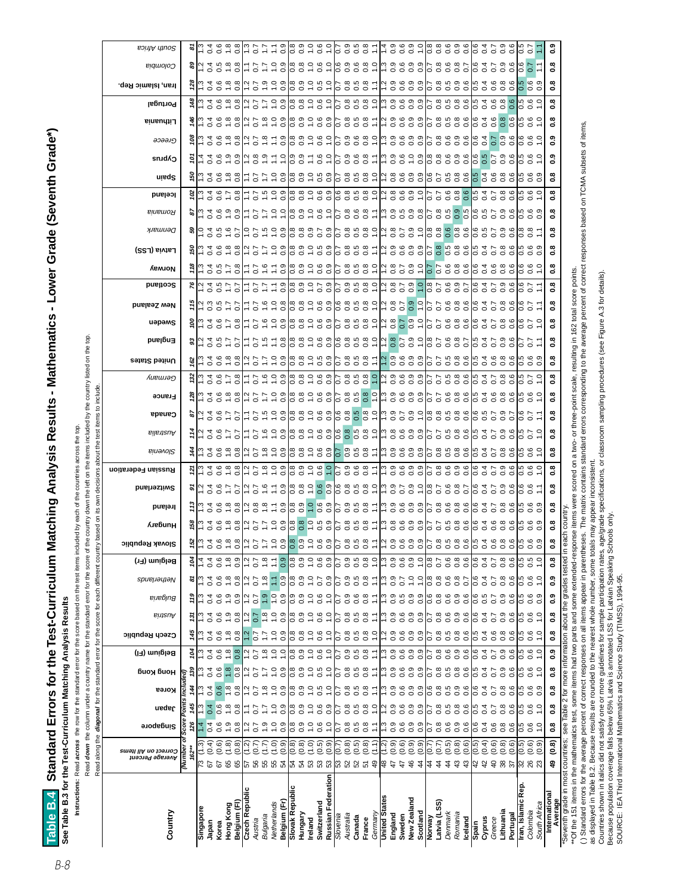## Table B.4 Standard Errors for the Test-Curriculum Matching Analysis Results - Mathematics - Lower Grade (Seventh Grade*)

**See Table B.3 for the Test-Curriculum Matching Analysis Results**

**Instructions:** Read **across** the row for the standard error for the score based on the test items included by each of the countries across the top.
Read **down** the column under a country name for the standard error for the score of the country down the left on the items included by the country listed on the top.
Read along the **diagonal** for the standard error for the score for each different country based on its own decisions about the test items to include.

| Country | Average Percent Correct on All Items | Singapore | Japan | Korea | Hong Kong | Belgium (Fl) | Czech Republic | Austria | Bulgaria | Netherlands | Belgium (Fr) | Slovak Republic | Hungary | Ireland | Switzerland | Russian Federation | Slovenia | Australia | Canada | France | Germany | United States | England | Sweden | New Zealand | Scotland | Norway | Latvia (LSS) | Denmark | Romania | Iceland | Spain | Cyprus | Greece | Lithuania | Portugal | Iran, Islamic Rep. | Colombia | South Africa |
|---|---|---|---|---|---|---|---|---|---|---|---|---|---|---|---|---|---|---|---|---|---|---|---|---|---|---|---|---|---|---|---|---|---|---|---|---|---|---|---|
| (Number of Score Points Included) | 162** | 126 | 145 | 144 | 139 | 104 | 145 | 131 | 119 | 81 | 104 | 152 | 158 | 113 | 91 | 121 | 144 | 114 | 87 | 128 | 132 | 162 | 93 | 100 | 115 | 76 | 118 | 150 | 59 | 87 | 102 | 150 | 101 | 108 | 146 | 148 | 128 | 89 | 81 |
| **Singapore** | 73 (1.3) | 1.4 | 1.3 | 1.3 | 1.3 | 1.3 | 1.3 | 1.3 | 1.3 | 1.3 | 1.4 | 1.3 | 1.3 | 1.3 | 1.2 | 1.3 | 1.3 | 1.2 | 1.2 | 1.3 | 1.3 | 1.3 | 1.2 | 1.3 | 1.2 | 1.2 | 1.3 | 1.3 | 1.0 | 1.3 | 1.3 | 1.3 | 1.4 | 1.3 | 1.3 | 1.3 | 1.3 | 1.2 | 1.3 |
| **Japan** | 67 (0.4) | 0.4 | 0.4 | 0.4 | 0.4 | 0.4 | 0.4 | 0.4 | 0.4 | 0.4 | 0.4 | 0.4 | 0.4 | 0.4 | 0.4 | 0.4 | 0.4 | 0.4 | 0.4 | 0.4 | 0.4 | 0.4 | 0.4 | 0.4 | 0.3 | 0.4 | 0.4 | 0.4 | 0.4 | 0.4 | 0.4 | 0.4 | 0.4 | 0.4 | 0.4 | 0.4 | 0.4 | 0.4 | 0.4 |
| **Korea** | 67 (0.6) | 0.6 | 0.6 | 0.6 | 0.6 | 0.6 | 0.6 | 0.6 | 0.6 | 0.6 | 0.6 | 0.6 | 0.6 | 0.6 | 0.6 | 0.6 | 0.6 | 0.6 | 0.6 | 0.6 | 0.6 | 0.6 | 0.5 | 0.6 | 0.5 | 0.5 | 0.5 | 0.6 | 0.5 | 0.6 | 0.6 | 0.6 | 0.6 | 0.6 | 0.6 | 0.6 | 0.6 | 0.5 | 0.6 |
| **Hong Kong** | 65 (1.8) | 1.9 | 1.8 | 1.8 | 1.8 | 1.9 | 1.8 | 1.9 | 1.9 | 1.8 | 1.8 | 1.8 | 1.8 | 1.8 | 1.7 | 1.8 | 1.8 | 1.7 | 1.7 | 1.8 | 1.8 | 1.7 | 1.7 | 1.7 | 1.7 | 1.7 | 1.7 | 1.8 | 1.7 | 1.9 | 1.7 | 1.8 | 1.9 | 1.8 | 1.8 | 1.8 | 1.8 | 1.7 | 1.8 |
| **Belgium (Fl)** | 65 (0.8) | 0.8 | 0.8 | 0.8 | 0.8 | 0.8 | 0.8 | 0.8 | 0.9 | 0.8 | 0.9 | 0.8 | 0.8 | 0.8 | 0.8 | 0.8 | 0.8 | 0.7 | 0.7 | 0.8 | 0.8 | 0.8 | 0.7 | 0.8 | 0.7 | 0.7 | 0.8 | 0.8 | 0.7 | 0.9 | 0.8 | 0.8 | 0.8 | 0.8 | 0.8 | 0.8 | 0.8 | 0.8 | 0.8 |
| **Czech Republic** | 57 (1.2) | 1.2 | 1.1 | 1.2 | 1.2 | 1.2 | 1.2 | 1.2 | 1.2 | 1.2 | 1.2 | 1.2 | 1.2 | 1.2 | 1.2 | 1.2 | 1.2 | 1.1 | 1.1 | 1.2 | 1.1 | 1.2 | 1.1 | 1.1 | 1.1 | 1.1 | 1.1 | 1.3 | 1.0 | 1.1 | 1.1 | 1.1 | 1.2 | 1.2 | 1.2 | 1.2 | 1.2 | 1.1 | 1.3 |
| *Austria* | 56 (0.7) | 0.7 | 0.7 | 0.7 | 0.7 | 0.7 | 0.7 | 0.7 | 0.7 | 0.7 | 0.7 | 0.7 | 0.7 | 0.8 | 0.7 | 0.7 | 0.7 | 0.7 | 0.7 | 0.7 | 0.7 | 0.7 | 0.7 | 0.7 | 0.7 | 0.7 | 0.7 | 0.7 | 0.7 | 0.7 | 0.7 | 0.7 | 0.8 | 0.7 | 0.7 | 0.7 | 0.7 | 0.7 | 0.7 |
| *Bulgaria* | 55 (1.7) | 1.9 | 1.7 | 1.8 | 1.7 | 1.8 | 1.7 | 1.8 | 1.9 | 1.8 | 1.8 | 1.7 | 1.7 | 1.8 | 1.6 | 1.8 | 1.8 | 1.6 | 1.5 | 1.7 | 1.6 | 1.7 | 1.5 | 1.6 | 1.6 | 1.7 | 1.6 | 1.7 | 1.5 | 1.7 | 1.7 | 1.7 | 1.9 | 1.8 | 1.8 | 1.7 | 1.9 | 1.7 | 1.7 |
| *Netherlands* | 55 (1.0) | 1.0 | 1.0 | 1.0 | 1.0 | 1.0 | 1.0 | 1.0 | 1.0 | 1.1 | 1.1 | 1.0 | 1.0 | 1.0 | 1.1 | 1.0 | 1.0 | 1.0 | 1.0 | 1.0 | 1.0 | 1.0 | 1.0 | 1.0 | 1.0 | 1.1 | 1.1 | 1.0 | 1.0 | 1.0 | 1.0 | 1.0 | 1.1 | 1.1 | 1.0 | 1.0 | 1.0 | 1.0 | 1.1 |
| **Belgium (Fr)** | 54 (0.9) | 0.9 | 0.9 | 0.9 | 0.9 | 0.9 | 0.9 | 0.9 | 0.9 | 0.9 | 0.9 | 0.9 | 0.9 | 0.9 | 0.9 | 0.9 | 0.9 | 0.9 | 0.9 | 0.9 | 0.9 | 0.9 | 0.8 | 0.9 | 0.8 | 0.9 | 0.9 | 0.9 | 0.9 | 0.8 | 0.9 | 0.9 | 0.9 | 0.9 | 0.9 | 0.9 | 0.9 | 0.9 | 0.9 |
| **Slovak Republic** | 54 (0.8) | 0.8 | 0.8 | 0.8 | 0.8 | 0.8 | 0.8 | 0.8 | 0.9 | 0.8 | 0.8 | 0.8 | 0.8 | 0.8 | 0.8 | 0.8 | 0.8 | 0.8 | 0.8 | 0.8 | 0.8 | 0.8 | 0.8 | 0.8 | 0.8 | 0.8 | 0.8 | 0.8 | 0.8 | 0.8 | 0.8 | 0.8 | 0.9 | 0.8 | 0.8 | 0.8 | 0.8 | 0.8 | 0.8 |
| **Hungary** | 54 (0.8) | 0.9 | 0.9 | 0.9 | 0.9 | 0.9 | 0.8 | 0.9 | 0.9 | 0.9 | 0.9 | 0.9 | 0.8 | 0.9 | 0.8 | 0.9 | 0.8 | 0.8 | 0.8 | 0.8 | 0.8 | 0.8 | 0.8 | 0.8 | 0.8 | 0.8 | 0.9 | 0.9 | 0.8 | 0.9 | 0.9 | 0.9 | 0.9 | 0.9 | 0.9 | 0.9 | 0.9 | 0.8 | 0.9 |
| **Ireland** | 53 (1.0) | 1.0 | 1.0 | 1.0 | 1.0 | 1.0 | 1.0 | 1.0 | 1.0 | 1.0 | 1.0 | 1.0 | 1.0 | 1.0 | 1.0 | 1.0 | 1.0 | 1.0 | 1.0 | 1.0 | 1.0 | 1.0 | 1.0 | 1.0 | 1.0 | 1.0 | 1.0 | 1.0 | 0.9 | 1.0 | 1.0 | 1.0 | 1.1 | 1.0 | 1.0 | 1.0 | 1.0 | 1.0 | 1.0 |
| **Switzerland** | 53 (0.5) | 0.6 | 0.6 | 0.5 | 0.5 | 0.6 | 0.6 | 0.6 | 0.6 | 0.7 | 0.6 | 0.6 | 0.5 | 0.6 | 0.6 | 0.6 | 0.6 | 0.6 | 0.6 | 0.6 | 0.6 | 0.5 | 0.6 | 0.6 | 0.6 | 0.7 | 0.6 | 0.5 | 0.7 | 0.6 | 0.6 | 0.5 | 0.6 | 0.6 | 0.6 | 0.6 | 0.5 | 0.6 | 0.6 |
| **Russian Federation** | 53 (0.9) | 1.0 | 0.9 | 1.0 | 1.0 | 1.0 | 1.0 | 1.0 | 1.0 | 1.0 | 1.0 | 0.9 | 0.9 | 0.9 | 0.9 | 1.0 | 0.9 | 1.0 | 0.9 | 0.9 | 0.9 | 0.9 | 0.9 | 0.9 | 0.9 | 0.9 | 0.9 | 0.9 | 1.0 | 1.0 | 0.9 | 0.9 | 1.0 | 1.0 | 0.9 | 1.0 | 1.0 | 1.0 | 1.0 |
| *Slovenia* | 53 (0.7) | 0.7 | 0.7 | 0.7 | 0.7 | 0.7 | 0.7 | 0.7 | 0.7 | 0.7 | 0.7 | 0.7 | 0.7 | 0.7 | 0.6 | 0.7 | 0.7 | 0.6 | 0.6 | 0.7 | 0.7 | 0.7 | 0.6 | 0.7 | 0.6 | 0.7 | 0.7 | 0.7 | 0.7 | 0.7 | 0.6 | 0.7 | 0.7 | 0.7 | 0.7 | 0.7 | 0.7 | 0.6 | 0.7 |
| *Australia* | 52 (0.8) | 0.8 | 0.8 | 0.8 | 0.8 | 0.8 | 0.8 | 0.8 | 0.8 | 0.9 | 0.9 | 0.8 | 0.9 | 0.9 | 0.8 | 0.9 | 0.9 | 0.8 | 0.8 | 0.8 | 0.8 | 0.8 | 0.8 | 0.8 | 0.8 | 0.9 | 0.8 | 0.8 | 0.8 | 0.8 | 0.8 | 0.8 | 0.9 | 0.9 | 0.8 | 0.8 | 0.8 | 0.9 | 0.8 |
| **Canada** | 52 (0.5) | 0.5 | 0.5 | 0.5 | 0.5 | 0.5 | 0.5 | 0.5 | 0.6 | 0.5 | 0.5 | 0.5 | 0.5 | 0.5 | 0.5 | 0.6 | 0.5 | 0.5 | 0.5 | 0.5 | 0.5 | 0.5 | 0.5 | 0.5 | 0.5 | 0.5 | 0.5 | 0.5 | 0.5 | 0.6 | 0.5 | 0.5 | 0.6 | 0.6 | 0.5 | 0.5 | 0.5 | 0.6 | 0.5 |
| **France** | 51 (0.8) | 0.8 | 0.8 | 0.8 | 0.8 | 0.8 | 0.8 | 0.8 | 0.8 | 0.8 | 0.8 | 0.8 | 0.8 | 0.8 | 0.8 | 0.8 | 0.8 | 0.8 | 0.8 | 0.8 | 0.8 | 0.8 | 0.8 | 0.8 | 0.8 | 0.8 | 0.8 | 0.8 | 0.8 | 0.8 | 0.8 | 0.8 | 0.8 | 0.8 | 0.8 | 0.8 | 0.8 | 0.8 | 0.8 |
| *Germany* | 49 (1.1) | 1.1 | 1.0 | 1.1 | 1.1 | 1.1 | 1.0 | 1.1 | 1.1 | 1.1 | 1.0 | 1.1 | 1.0 | 1.1 | 1.0 | 1.1 | 1.1 | 1.0 | 1.0 | 1.0 | 1.0 | 1.0 | 1.0 | 1.0 | 1.0 | 1.0 | 1.0 | 1.0 | 1.0 | 1.1 | 1.0 | 1.0 | 1.1 | 1.1 | 1.0 | 1.0 | 1.1 | 1.0 | 1.1 |
| **United States** | 48 (1.2) | 1.2 | 1.2 | 1.3 | 1.3 | 1.3 | 1.3 | 1.3 | 1.3 | 1.3 | 1.3 | 1.2 | 1.3 | 1.3 | 1.3 | 1.3 | 1.3 | 1.3 | 1.3 | 1.2 | 1.2 | 1.2 | 1.2 | 1.2 | 1.2 | 1.2 | 1.2 | 1.2 | 1.2 | 1.3 | 1.2 | 1.2 | 1.3 | 1.3 | 1.2 | 1.3 | 1.2 | 1.3 | 1.4 |
| **England** | 47 (0.9) | 0.9 | 0.9 | 0.9 | 0.9 | 0.9 | 0.9 | 0.9 | 0.9 | 0.9 | 0.9 | 0.9 | 0.8 | 0.9 | 0.9 | 0.9 | 0.9 | 0.9 | 0.9 | 0.9 | 0.9 | 0.9 | 0.8 | 0.8 | 0.8 | 0.8 | 0.8 | 0.9 | 0.8 | 0.9 | 0.8 | 0.8 | 0.9 | 0.9 | 0.9 | 0.9 | 0.9 | 0.9 | 0.9 |
| **Sweden** | 47 (0.6) | 0.6 | 0.6 | 0.6 | 0.6 | 0.6 | 0.6 | 0.6 | 0.5 | 0.7 | 0.6 | 0.6 | 0.6 | 0.6 | 0.6 | 0.6 | 0.6 | 0.6 | 0.7 | 0.6 | 0.6 | 0.6 | 0.7 | 0.7 | 0.7 | 0.6 | 0.7 | 0.6 | 0.7 | 0.5 | 0.6 | 0.6 | 0.6 | 0.6 | 0.6 | 0.6 | 0.6 | 0.6 | 0.6 |
| **New Zealand** | 46 (0.9) | 0.9 | 0.9 | 0.9 | 0.9 | 0.9 | 0.9 | 0.9 | 0.9 | 1.0 | 0.9 | 0.9 | 0.9 | 0.9 | 0.9 | 0.9 | 0.9 | 0.9 | 0.9 | 0.9 | 0.9 | 0.9 | 0.9 | 0.9 | 0.9 | 0.9 | 0.9 | 0.9 | 0.9 | 0.9 | 0.9 | 0.9 | 1.0 | 0.9 | 0.9 | 0.9 | 0.9 | 0.9 | 0.9 |
| **Scotland** | 44 (0.9) | 0.9 | 0.9 | 0.9 | 0.9 | 0.9 | 0.9 | 0.9 | 0.9 | 1.0 | 1.0 | 0.9 | 0.9 | 0.9 | 0.9 | 0.9 | 0.9 | 1.0 | 1.0 | 0.9 | 0.9 | 1.0 | 1.0 | 1.0 | 1.0 | 1.0 | 1.0 | 0.9 | 1.0 | 0.8 | 1.0 | 0.9 | 0.9 | 0.9 | 0.9 | 0.9 | 0.9 | 0.9 | 1.0 |
| **Norway** | 44 (0.7) | 0.7 | 0.7 | 0.7 | 0.7 | 0.7 | 0.7 | 0.7 | 0.7 | 0.8 | 0.8 | 0.7 | 0.7 | 0.7 | 0.8 | 0.7 | 0.7 | 0.7 | 0.8 | 0.7 | 0.7 | 0.7 | 0.8 | 0.7 | 0.7 | 0.7 | 0.7 | 0.7 | 0.8 | 0.7 | 0.7 | 0.6 | 0.8 | 0.7 | 0.7 | 0.7 | 0.7 | 0.8 | 0.8 |
| **Latvia (LSS)** | 44 (0.7) | 0.8 | 0.8 | 0.8 | 0.8 | 0.8 | 0.8 | 0.8 | 0.8 | 0.8 | 0.7 | 0.8 | 0.8 | 0.7 | 0.8 | 0.8 | 0.8 | 0.7 | 0.8 | 0.7 | 0.7 | 0.7 | 0.7 | 0.7 | 0.7 | 0.7 | 0.7 | 0.8 | 0.8 | 0.8 | 0.7 | 0.7 | 0.7 | 0.8 | 0.8 | 0.8 | 0.8 | 0.8 | 0.8 |
| *Denmark* | 44 (0.5) | 0.6 | 0.5 | 0.5 | 0.5 | 0.5 | 0.6 | 0.5 | 0.5 | 0.5 | 0.6 | 0.6 | 0.5 | 0.6 | 0.6 | 0.6 | 0.5 | 0.5 | 0.6 | 0.5 | 0.5 | 0.5 | 0.6 | 0.6 | 0.6 | 0.6 | 0.6 | 0.5 | 0.6 | 0.5 | 0.6 | 0.5 | 0.6 | 0.5 | 0.5 | 0.5 | 0.5 | 0.5 | 0.6 |
| *Romania* | 43 (0.8) | 0.9 | 0.8 | 0.9 | 0.8 | 0.8 | 0.8 | 0.9 | 0.8 | 0.8 | 0.8 | 0.8 | 0.8 | 0.8 | 0.8 | 0.9 | 0.8 | 0.8 | 0.9 | 0.8 | 0.8 | 0.8 | 0.9 | 0.8 | 0.8 | 0.9 | 0.8 | 0.8 | 0.8 | 0.9 | 0.8 | 0.8 | 0.9 | 0.8 | 0.8 | 0.8 | 0.9 | 0.8 | 0.9 |
| **Iceland** | 43 (0.6) | 0.6 | 0.6 | 0.6 | 0.6 | 0.6 | 0.6 | 0.6 | 0.6 | 0.7 | 0.6 | 0.6 | 0.6 | 0.6 | 0.7 | 0.6 | 0.6 | 0.6 | 0.6 | 0.6 | 0.6 | 0.6 | 0.7 | 0.6 | 0.6 | 0.7 | 0.6 | 0.6 | 0.6 | 0.5 | 0.6 | 0.6 | 0.6 | 0.6 | 0.6 | 0.6 | 0.6 | 0.7 | 0.6 |
| **Spain** | 42 (0.5) | 0.6 | 0.5 | 0.5 | 0.5 | 0.6 | 0.5 | 0.6 | 0.6 | 0.6 | 0.6 | 0.5 | 0.6 | 0.6 | 0.6 | 0.6 | 0.5 | 0.5 | 0.6 | 0.5 | 0.5 | 0.5 | 0.5 | 0.6 | 0.6 | 0.6 | 0.6 | 0.5 | 0.6 | 0.6 | 0.5 | 0.5 | 0.6 | 0.6 | 0.6 | 0.5 | 0.5 | 0.6 | 0.6 |
| **Cyprus** | 42 (0.4) | 0.4 | 0.4 | 0.4 | 0.4 | 0.4 | 0.4 | 0.4 | 0.4 | 0.4 | 0.4 | 0.4 | 0.4 | 0.4 | 0.4 | 0.4 | 0.4 | 0.4 | 0.5 | 0.4 | 0.4 | 0.4 | 0.4 | 0.4 | 0.4 | 0.4 | 0.4 | 0.4 | 0.5 | 0.5 | 0.4 | 0.4 | 0.5 | 0.4 | 0.4 | 0.4 | 0.4 | 0.4 | 0.4 |
| *Greece* | 40 (0.6) | 0.6 | 0.7 | 0.7 | 0.7 | 0.7 | 0.7 | 0.6 | 0.7 | 0.7 | 0.6 | 0.6 | 0.6 | 0.7 | 0.7 | 0.7 | 0.7 | 0.7 | 0.6 | 0.7 | 0.7 | 0.6 | 0.7 | 0.7 | 0.7 | 0.7 | 0.6 | 0.7 | 0.7 | 0.7 | 0.7 | 0.6 | 0.7 | 0.7 | 0.6 | 0.6 | 0.7 | 0.7 | 0.7 |
| **Lithuania** | 38 (0.8) | 0.8 | 0.8 | 0.8 | 0.8 | 0.8 | 0.8 | 0.8 | 0.9 | 0.8 | 0.8 | 0.8 | 0.9 | 0.8 | 0.9 | 0.9 | 0.8 | 0.9 | 0.9 | 0.8 | 0.8 | 0.9 | 0.8 | 0.9 | 0.8 | 0.9 | 0.8 | 0.9 | 0.8 | 0.9 | 0.8 | 0.9 | 0.9 | 0.9 | 0.8 | 0.8 | 0.8 | 0.9 | 0.9 |
| **Portugal** | 37 (0.6) | 0.6 | 0.6 | 0.6 | 0.6 | 0.6 | 0.6 | 0.6 | 0.6 | 0.6 | 0.6 | 0.6 | 0.6 | 0.6 | 0.6 | 0.6 | 0.6 | 0.6 | 0.7 | 0.6 | 0.6 | 0.6 | 0.6 | 0.6 | 0.6 | 0.6 | 0.6 | 0.6 | 0.6 | 0.6 | 0.6 | 0.6 | 0.6 | 0.6 | 0.6 | 0.6 | 0.6 | 0.6 | 0.6 |
| **Iran, Islamic Rep.** | 32 (0.5) | 0.5 | 0.5 | 0.5 | 0.5 | 0.5 | 0.5 | 0.5 | 0.5 | 0.5 | 0.5 | 0.5 | 0.5 | 0.5 | 0.5 | 0.5 | 0.5 | 0.5 | 0.5 | 0.5 | 0.5 | 0.5 | 0.5 | 0.5 | 0.5 | 0.5 | 0.5 | 0.5 | 0.5 | 0.5 | 0.5 | 0.5 | 0.5 | 0.5 | 0.5 | 0.5 | 0.5 | 0.5 | 0.5 |
| *Colombia* | 26 (0.6) | 0.6 | 0.6 | 0.6 | 0.6 | 0.6 | 0.6 | 0.6 | 0.6 | 0.6 | 0.6 | 0.6 | 0.6 | 0.6 | 0.6 | 0.6 | 0.6 | 0.7 | 0.7 | 0.6 | 0.7 | 0.6 | 0.7 | 0.7 | 0.6 | 0.7 | 0.6 | 0.6 | 0.8 | 0.6 | 0.6 | 0.6 | 0.6 | 0.6 | 0.6 | 0.6 | 0.6 | 0.7 | 0.7 |
| *South Africa* | 23 (0.9) | 1.0 | 1.0 | 0.9 | 1.0 | 1.0 | 1.0 | 1.0 | 0.9 | 1.0 | 1.0 | 0.9 | 1.0 | 1.1 | 1.1 | 1.0 | 1.0 | 1.0 | 1.1 | 1.0 | 1.0 | 0.9 | 1.1 | 1.0 | 1.1 | 1.1 | 1.0 | 0.9 | 1.1 | 0.9 | 1.0 | 0.9 | 1.0 | 1.0 | 1.0 | 1.0 | 0.9 | 1.1 | 1.1 |
| **International Average** | **49 (0.8)** | **0.8** | **0.8** | **0.8** | **0.8** | **0.9** | **0.8** | **0.8** | **0.9** | **0.9** | **0.9** | **0.8** | **0.8** | **0.8** | **0.8** | **0.8** | **0.8** | **0.8** | **0.8** | **0.8** | **0.8** | **0.8** | **0.8** | **0.8** | **0.8** | **0.8** | **0.8** | **0.8** | **0.8** | **0.8** | **0.8** | **0.8** | **0.9** | **0.9** | **0.8** | **0.8** | **0.8** | **0.8** | **0.9** |

*Seventh grade in most countries; see Table 2 for more information about the grades tested in each country.

**Of the 151 items in the mathematics test, some items had two parts and some extended-response items were scored on a two- or three-point scale, resulting in 162 total score points.

( ) Standard errors for the average percent of correct responses on all items appear in parentheses. The matrix contains standard errors corresponding to the average percent of correct responses based on TCMA subsets of items, as displayed in Table B.2. Because results are rounded to the nearest whole number, some totals may appear inconsistent.

Countries shown in italics did not satisfy one or more guidelines for sample participation rates, age/grade specifications, or classroom sampling procedures (see Figure A.3 for details).

Because population coverage falls below 65% Latvia is annotated LSS for Latvian Speaking Schools only.

SOURCE: IEA Third International Mathematics and Science Study (TIMSS), 1994-95.